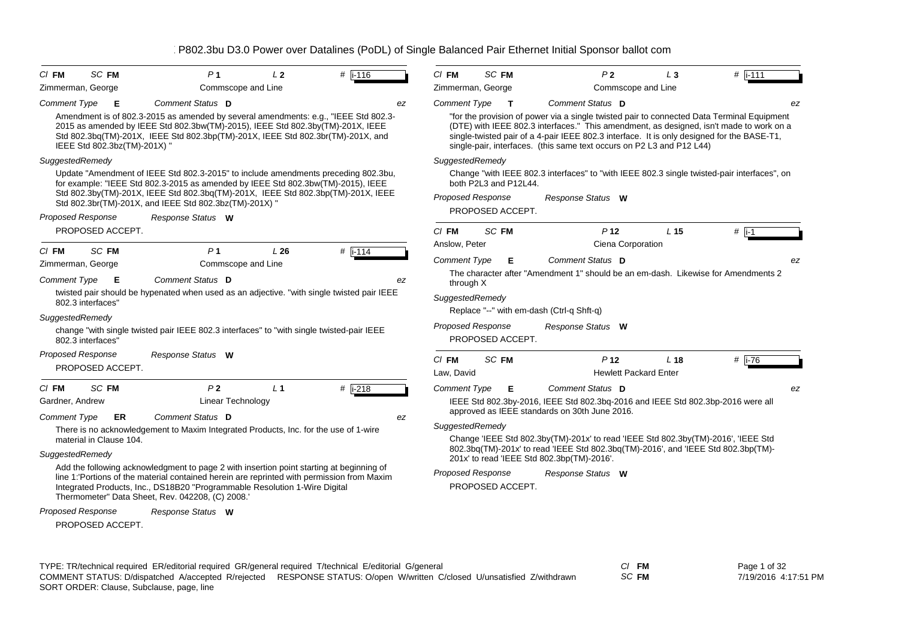# P802.3bu D3.0 Power over Datalines (PoDL) of Single Balanced Pair Ethernet Initial Sponsor ballot com

---

**Cl** FM **SC** FM **P** 1 **L** 2 **#** i-116

Zimmerman, George — Commscope and Line

**Comment Type** E **Comment Status** D — ez

Amendment is of 802.3-2015 as amended by several amendments: e.g., "IEEE Std 802.3-2015 as amended by IEEE Std 802.3bw(TM)-2015), IEEE Std 802.3by(TM)-201X, IEEE Std 802.3bq(TM)-201X, IEEE Std 802.3bp(TM)-201X, IEEE Std 802.3br(TM)-201X, and IEEE Std 802.3bz(TM)-201X) "

*SuggestedRemedy*

Update "Amendment of IEEE Std 802.3-2015" to include amendments preceding 802.3bu, for example: "IEEE Std 802.3-2015 as amended by IEEE Std 802.3bw(TM)-2015), IEEE Std 802.3by(TM)-201X, IEEE Std 802.3bq(TM)-201X, IEEE Std 802.3bp(TM)-201X, IEEE Std 802.3br(TM)-201X, and IEEE Std 802.3bz(TM)-201X) "

*Proposed Response* — *Response Status* W

PROPOSED ACCEPT.

---

**Cl** FM **SC** FM **P** 1 **L** 26 **#** i-114

Zimmerman, George — Commscope and Line

**Comment Type** E **Comment Status** D — ez

twisted pair should be hypenated when used as an adjective. "with single twisted pair IEEE 802.3 interfaces"

*SuggestedRemedy*

change "with single twisted pair IEEE 802.3 interfaces" to "with single twisted-pair IEEE 802.3 interfaces"

*Proposed Response* — *Response Status* W

PROPOSED ACCEPT.

---

**Cl** FM **SC** FM **P** 2 **L** 1 **#** i-218

Gardner, Andrew — Linear Technology

**Comment Type** ER **Comment Status** D — ez

There is no acknowledgement to Maxim Integrated Products, Inc. for the use of 1-wire material in Clause 104.

*SuggestedRemedy*

Add the following acknowledgment to page 2 with insertion point starting at beginning of line 1:'Portions of the material contained herein are reprinted with permission from Maxim Integrated Products, Inc., DS18B20 "Programmable Resolution 1-Wire Digital Thermometer" Data Sheet, Rev. 042208, (C) 2008.'

*Proposed Response* — *Response Status* W

PROPOSED ACCEPT.

---

**Cl** FM **SC** FM **P** 2 **L** 3 **#** i-111

Zimmerman, George — Commscope and Line

**Comment Type** T **Comment Status** D — ez

"for the provision of power via a single twisted pair to connected Data Terminal Equipment (DTE) with IEEE 802.3 interfaces." This amendment, as designed, isn't made to work on a single-twisted pair of a 4-pair IEEE 802.3 interface. It is only designed for the BASE-T1, single-pair, interfaces. (this same text occurs on P2 L3 and P12 L44)

*SuggestedRemedy*

Change "with IEEE 802.3 interfaces" to "with IEEE 802.3 single twisted-pair interfaces", on both P2L3 and P12L44.

*Proposed Response* — *Response Status* W

PROPOSED ACCEPT.

---

**Cl** FM **SC** FM **P** 12 **L** 15 **#** i-1

Anslow, Peter — Ciena Corporation

**Comment Type** E **Comment Status** D — ez

The character after "Amendment 1" should be an em-dash. Likewise for Amendments 2 through X

*SuggestedRemedy*

Replace "--" with em-dash (Ctrl-q Shft-q)

*Proposed Response* — *Response Status* W

PROPOSED ACCEPT.

---

**Cl** FM **SC** FM **P** 12 **L** 18 **#** i-76

Law, David — Hewlett Packard Enter

**Comment Type** E **Comment Status** D — ez

IEEE Std 802.3by-2016, IEEE Std 802.3bq-2016 and IEEE Std 802.3bp-2016 were all approved as IEEE standards on 30th June 2016.

*SuggestedRemedy*

Change 'IEEE Std 802.3by(TM)-201x' to read 'IEEE Std 802.3by(TM)-2016', 'IEEE Std 802.3bq(TM)-201x' to read 'IEEE Std 802.3bq(TM)-2016', and 'IEEE Std 802.3bp(TM)-201x' to read 'IEEE Std 802.3bp(TM)-2016'.

*Proposed Response* — *Response Status* W

PROPOSED ACCEPT.

---

TYPE: TR/technical required ER/editorial required GR/general required T/technical E/editorial G/general
COMMENT STATUS: D/dispatched A/accepted R/rejected RESPONSE STATUS: O/open W/written C/closed U/unsatisfied Z/withdrawn
SORT ORDER: Clause, Subclause, page, line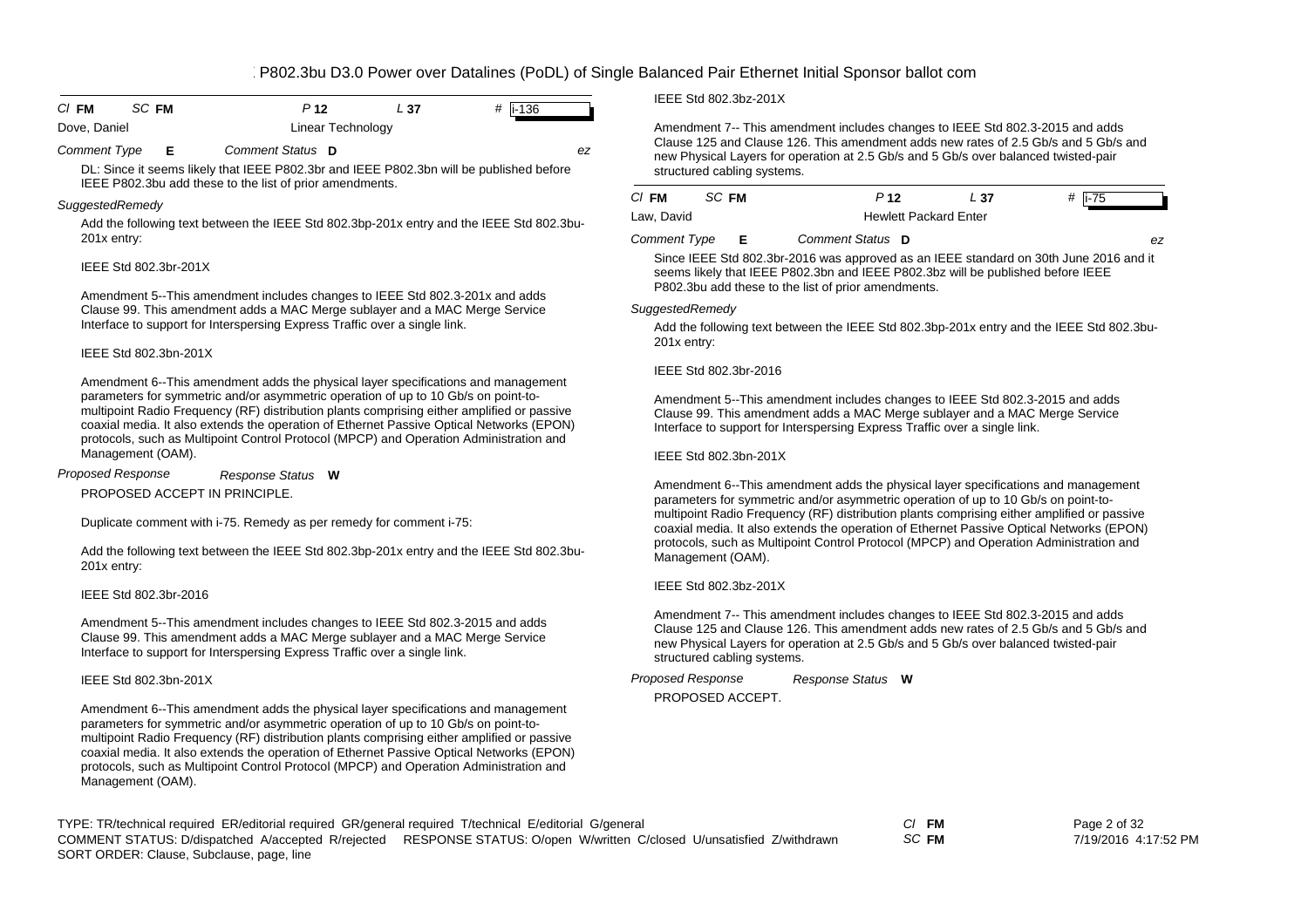| Cl **FM** | SC **FM** | P **12** | L **37** | # i-136 |
|---|---|---|---|---|

Dove, Daniel — Linear Technology

*Comment Type* **E** *Comment Status* **D** *ez*

DL: Since it seems likely that IEEE P802.3br and IEEE P802.3bn will be published before IEEE P802.3bu add these to the list of prior amendments.

*SuggestedRemedy*

Add the following text between the IEEE Std 802.3bp-201x entry and the IEEE Std 802.3bu-201x entry:

IEEE Std 802.3br-201X

Amendment 5--This amendment includes changes to IEEE Std 802.3-201x and adds Clause 99. This amendment adds a MAC Merge sublayer and a MAC Merge Service Interface to support for Interspersing Express Traffic over a single link.

IEEE Std 802.3bn-201X

Amendment 6--This amendment adds the physical layer specifications and management parameters for symmetric and/or asymmetric operation of up to 10 Gb/s on point-to-multipoint Radio Frequency (RF) distribution plants comprising either amplified or passive coaxial media. It also extends the operation of Ethernet Passive Optical Networks (EPON) protocols, such as Multipoint Control Protocol (MPCP) and Operation Administration and Management (OAM).

*Proposed Response* *Response Status* **W**

PROPOSED ACCEPT IN PRINCIPLE.

Duplicate comment with i-75. Remedy as per remedy for comment i-75:

Add the following text between the IEEE Std 802.3bp-201x entry and the IEEE Std 802.3bu-201x entry:

IEEE Std 802.3br-2016

Amendment 5--This amendment includes changes to IEEE Std 802.3-2015 and adds Clause 99. This amendment adds a MAC Merge sublayer and a MAC Merge Service Interface to support for Interspersing Express Traffic over a single link.

IEEE Std 802.3bn-201X

Amendment 6--This amendment adds the physical layer specifications and management parameters for symmetric and/or asymmetric operation of up to 10 Gb/s on point-to-multipoint Radio Frequency (RF) distribution plants comprising either amplified or passive coaxial media. It also extends the operation of Ethernet Passive Optical Networks (EPON) protocols, such as Multipoint Control Protocol (MPCP) and Operation Administration and Management (OAM).

IEEE Std 802.3bz-201X

Amendment 7-- This amendment includes changes to IEEE Std 802.3-2015 and adds Clause 125 and Clause 126. This amendment adds new rates of 2.5 Gb/s and 5 Gb/s and new Physical Layers for operation at 2.5 Gb/s and 5 Gb/s over balanced twisted-pair structured cabling systems.

| Cl **FM** | SC **FM** | P **12** | L **37** | # i-75 |
|---|---|---|---|---|

Law, David — Hewlett Packard Enter

*Comment Type* **E** *Comment Status* **D** *ez*

Since IEEE Std 802.3br-2016 was approved as an IEEE standard on 30th June 2016 and it seems likely that IEEE P802.3bn and IEEE P802.3bz will be published before IEEE P802.3bu add these to the list of prior amendments.

*SuggestedRemedy*

Add the following text between the IEEE Std 802.3bp-201x entry and the IEEE Std 802.3bu-201x entry:

IEEE Std 802.3br-2016

Amendment 5--This amendment includes changes to IEEE Std 802.3-2015 and adds Clause 99. This amendment adds a MAC Merge sublayer and a MAC Merge Service Interface to support for Interspersing Express Traffic over a single link.

IEEE Std 802.3bn-201X

Amendment 6--This amendment adds the physical layer specifications and management parameters for symmetric and/or asymmetric operation of up to 10 Gb/s on point-to-multipoint Radio Frequency (RF) distribution plants comprising either amplified or passive coaxial media. It also extends the operation of Ethernet Passive Optical Networks (EPON) protocols, such as Multipoint Control Protocol (MPCP) and Operation Administration and Management (OAM).

IEEE Std 802.3bz-201X

Amendment 7-- This amendment includes changes to IEEE Std 802.3-2015 and adds Clause 125 and Clause 126. This amendment adds new rates of 2.5 Gb/s and 5 Gb/s and new Physical Layers for operation at 2.5 Gb/s and 5 Gb/s over balanced twisted-pair structured cabling systems.

*Proposed Response* *Response Status* **W**

PROPOSED ACCEPT.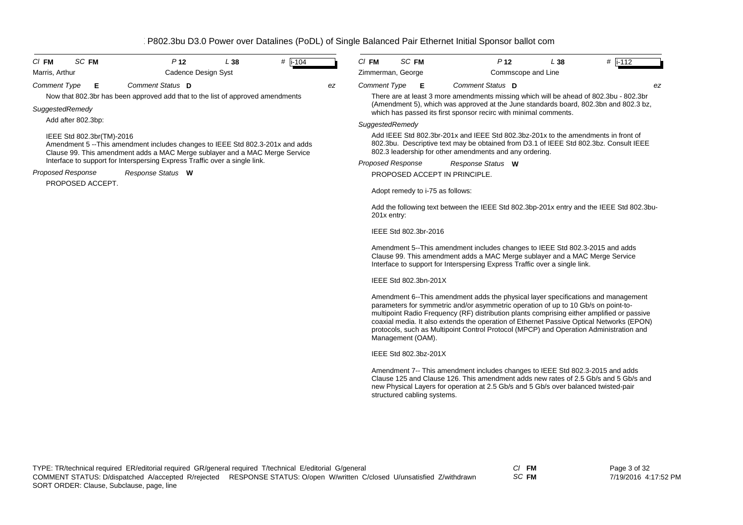P802.3bu D3.0 Power over Datalines (PoDL) of Single Balanced Pair Ethernet Initial Sponsor ballot com

---

**Cl** FM **SC** FM **P** 12 **L** 38 **#** i-104

Marris, Arthur — Cadence Design Syst

*Comment Type* **E** *Comment Status* **D** ez

Now that 802.3br has been approved add that to the list of approved amendments

*SuggestedRemedy*

Add after 802.3bp:

IEEE Std 802.3br(TM)-2016
Amendment 5 --This amendment includes changes to IEEE Std 802.3-201x and adds Clause 99. This amendment adds a MAC Merge sublayer and a MAC Merge Service Interface to support for Interspersing Express Traffic over a single link.

*Proposed Response* *Response Status* **W**

PROPOSED ACCEPT.

---

**Cl** FM **SC** FM **P** 12 **L** 38 **#** i-112

Zimmerman, George — Commscope and Line

*Comment Type* **E** *Comment Status* **D** ez

There are at least 3 more amendments missing which will be ahead of 802.3bu - 802.3br (Amendment 5), which was approved at the June standards board, 802.3bn and 802.3 bz, which has passed its first sponsor recirc with minimal comments.

*SuggestedRemedy*

Add IEEE Std 802.3br-201x and IEEE Std 802.3bz-201x to the amendments in front of 802.3bu. Descriptive text may be obtained from D3.1 of IEEE Std 802.3bz. Consult IEEE 802.3 leadership for other amendments and any ordering.

*Proposed Response* *Response Status* **W**

PROPOSED ACCEPT IN PRINCIPLE.

Adopt remedy to i-75 as follows:

Add the following text between the IEEE Std 802.3bp-201x entry and the IEEE Std 802.3bu-201x entry:

IEEE Std 802.3br-2016

Amendment 5--This amendment includes changes to IEEE Std 802.3-2015 and adds Clause 99. This amendment adds a MAC Merge sublayer and a MAC Merge Service Interface to support for Interspersing Express Traffic over a single link.

IEEE Std 802.3bn-201X

Amendment 6--This amendment adds the physical layer specifications and management parameters for symmetric and/or asymmetric operation of up to 10 Gb/s on point-to-multipoint Radio Frequency (RF) distribution plants comprising either amplified or passive coaxial media. It also extends the operation of Ethernet Passive Optical Networks (EPON) protocols, such as Multipoint Control Protocol (MPCP) and Operation Administration and Management (OAM).

IEEE Std 802.3bz-201X

Amendment 7-- This amendment includes changes to IEEE Std 802.3-2015 and adds Clause 125 and Clause 126. This amendment adds new rates of 2.5 Gb/s and 5 Gb/s and new Physical Layers for operation at 2.5 Gb/s and 5 Gb/s over balanced twisted-pair structured cabling systems.

---

TYPE: TR/technical required ER/editorial required GR/general required T/technical E/editorial G/general
COMMENT STATUS: D/dispatched A/accepted R/rejected RESPONSE STATUS: O/open W/written C/closed U/unsatisfied Z/withdrawn
SORT ORDER: Clause, Subclause, page, line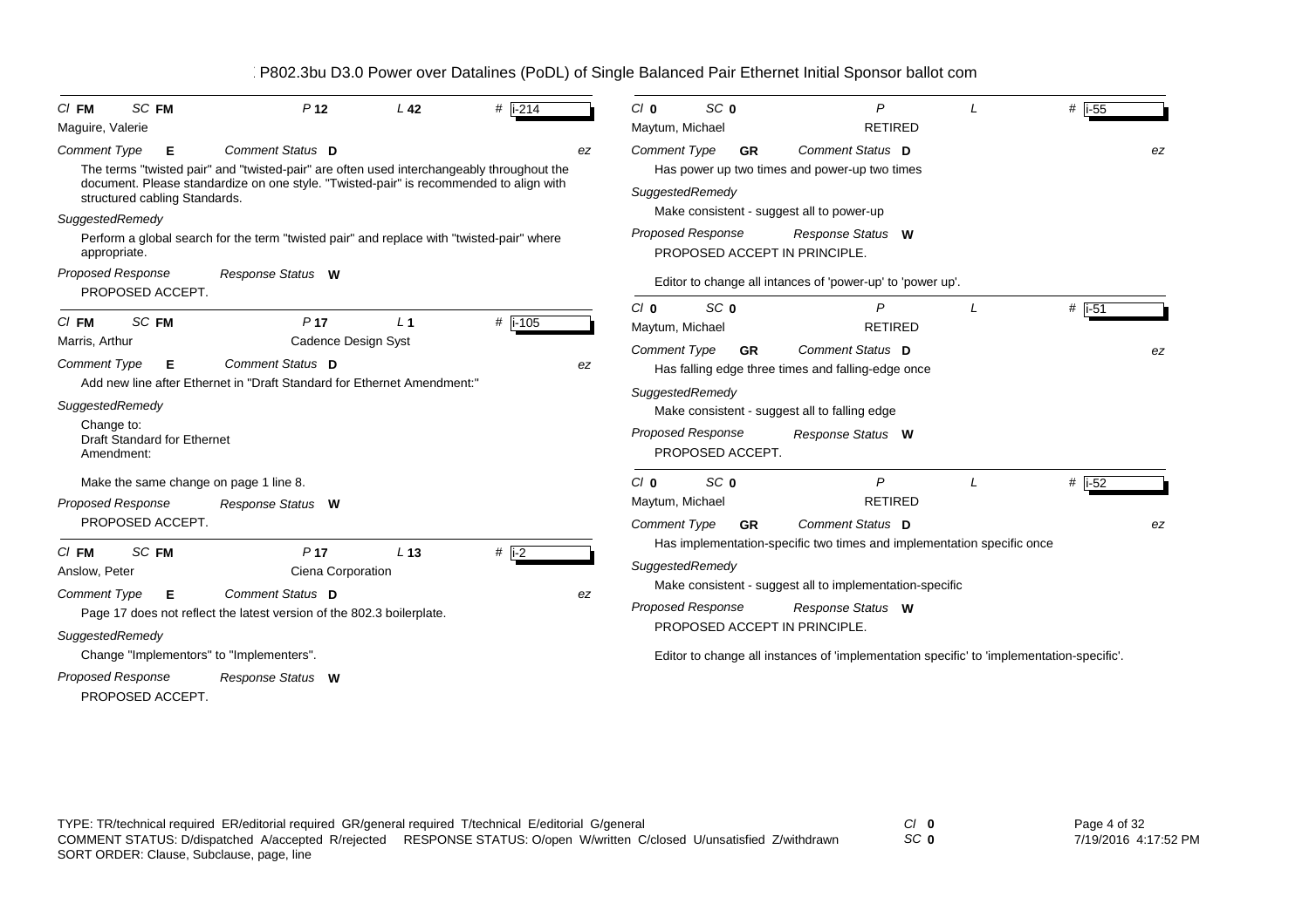P802.3bu D3.0 Power over Datalines (PoDL) of Single Balanced Pair Ethernet Initial Sponsor ballot com

---

Cl **FM** SC **FM** P **12** L **42** # **i-214**

Maguire, Valerie

*Comment Type* **E** *Comment Status* **D** *ez*

The terms "twisted pair" and "twisted-pair" are often used interchangeably throughout the document. Please standardize on one style. "Twisted-pair" is recommended to align with structured cabling Standards.

*SuggestedRemedy*

Perform a global search for the term "twisted pair" and replace with "twisted-pair" where appropriate.

*Proposed Response* *Response Status* **W**

PROPOSED ACCEPT.

---

Cl **FM** SC **FM** P **17** L **1** # **i-105**

Marris, Arthur — Cadence Design Syst

*Comment Type* **E** *Comment Status* **D** *ez*

Add new line after Ethernet in "Draft Standard for Ethernet Amendment:"

*SuggestedRemedy*

Change to:
Draft Standard for Ethernet
Amendment:

Make the same change on page 1 line 8.

*Proposed Response* *Response Status* **W**

PROPOSED ACCEPT.

---

Cl **FM** SC **FM** P **17** L **13** # **i-2**

Anslow, Peter — Ciena Corporation

*Comment Type* **E** *Comment Status* **D** *ez*

Page 17 does not reflect the latest version of the 802.3 boilerplate.

*SuggestedRemedy*

Change "Implementors" to "Implementers".

*Proposed Response* *Response Status* **W**

PROPOSED ACCEPT.

---

Cl **0** SC **0** P L # **i-55**

Maytum, Michael — RETIRED

*Comment Type* **GR** *Comment Status* **D** *ez*

Has power up two times and power-up two times

*SuggestedRemedy*

Make consistent - suggest all to power-up

*Proposed Response* *Response Status* **W**

PROPOSED ACCEPT IN PRINCIPLE.

Editor to change all intances of 'power-up' to 'power up'.

---

Cl **0** SC **0** P L # **i-51**

Maytum, Michael — RETIRED

*Comment Type* **GR** *Comment Status* **D** *ez*

Has falling edge three times and falling-edge once

*SuggestedRemedy*

Make consistent - suggest all to falling edge

*Proposed Response* *Response Status* **W**

PROPOSED ACCEPT.

---

Cl **0** SC **0** P L # **i-52**

Maytum, Michael — RETIRED

*Comment Type* **GR** *Comment Status* **D** *ez*

Has implementation-specific two times and implementation specific once

*SuggestedRemedy*

Make consistent - suggest all to implementation-specific

*Proposed Response* *Response Status* **W**

PROPOSED ACCEPT IN PRINCIPLE.

Editor to change all instances of 'implementation specific' to 'implementation-specific'.

---

TYPE: TR/technical required ER/editorial required GR/general required T/technical E/editorial G/general
COMMENT STATUS: D/dispatched A/accepted R/rejected RESPONSE STATUS: O/open W/written C/closed U/unsatisfied Z/withdrawn
SORT ORDER: Clause, Subclause, page, line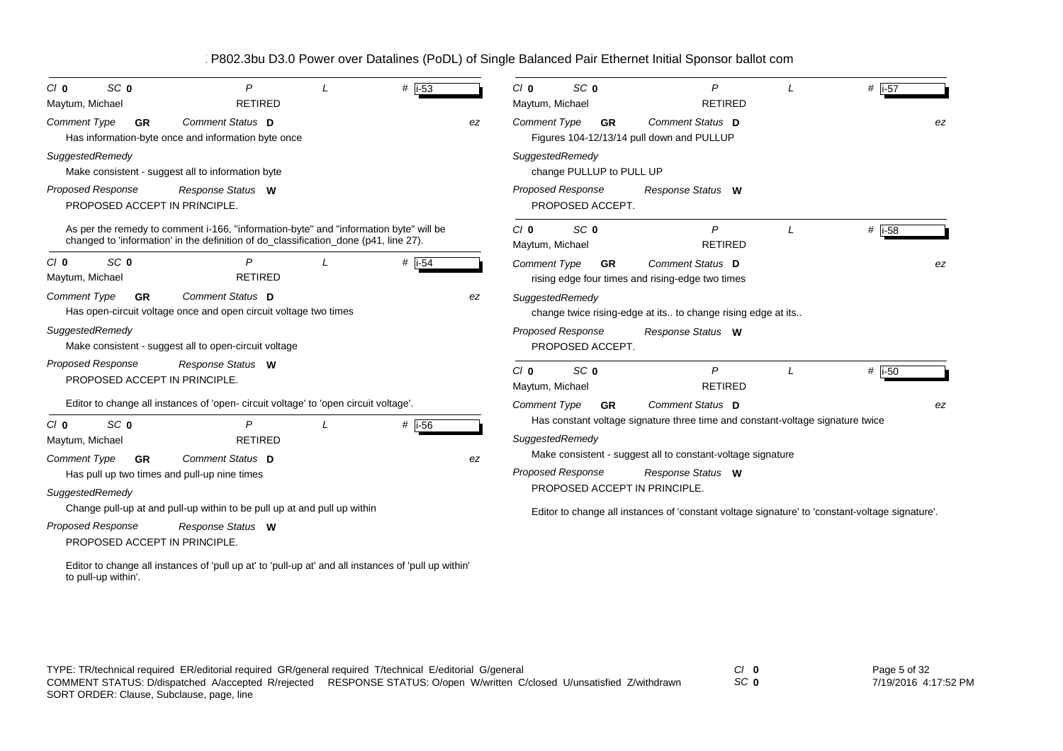| Cl | SC | P | L | # |
|---|---|---|---|---|
| 0 | 0 | | | i-53 |

Maytum, Michael — RETIRED

*Comment Type* **GR** *Comment Status* **D** *ez*

Has information-byte once and information byte once

*SuggestedRemedy*

Make consistent - suggest all to information byte

*Proposed Response* *Response Status* **W**

PROPOSED ACCEPT IN PRINCIPLE.

As per the remedy to comment i-166, "information-byte" and "information byte" will be changed to 'information' in the definition of do_classification_done (p41, line 27).

---

| Cl | SC | P | L | # |
|---|---|---|---|---|
| 0 | 0 | | | i-54 |

Maytum, Michael — RETIRED

*Comment Type* **GR** *Comment Status* **D** *ez*

Has open-circuit voltage once and open circuit voltage two times

*SuggestedRemedy*

Make consistent - suggest all to open-circuit voltage

*Proposed Response* *Response Status* **W**

PROPOSED ACCEPT IN PRINCIPLE.

Editor to change all instances of 'open- circuit voltage' to 'open circuit voltage'.

---

| Cl | SC | P | L | # |
|---|---|---|---|---|
| 0 | 0 | | | i-56 |

Maytum, Michael — RETIRED

*Comment Type* **GR** *Comment Status* **D** *ez*

Has pull up two times and pull-up nine times

*SuggestedRemedy*

Change pull-up at and pull-up within to be pull up at and pull up within

*Proposed Response* *Response Status* **W**

PROPOSED ACCEPT IN PRINCIPLE.

Editor to change all instances of 'pull up at' to 'pull-up at' and all instances of 'pull up within' to pull-up within'.

---

| Cl | SC | P | L | # |
|---|---|---|---|---|
| 0 | 0 | | | i-57 |

Maytum, Michael — RETIRED

*Comment Type* **GR** *Comment Status* **D** *ez*

Figures 104-12/13/14 pull down and PULLUP

*SuggestedRemedy*

change PULLUP to PULL UP

*Proposed Response* *Response Status* **W**

PROPOSED ACCEPT.

---

| Cl | SC | P | L | # |
|---|---|---|---|---|
| 0 | 0 | | | i-58 |

Maytum, Michael — RETIRED

*Comment Type* **GR** *Comment Status* **D** *ez*

rising edge four times and rising-edge two times

*SuggestedRemedy*

change twice rising-edge at its.. to change rising edge at its..

*Proposed Response* *Response Status* **W**

PROPOSED ACCEPT.

---

| Cl | SC | P | L | # |
|---|---|---|---|---|
| 0 | 0 | | | i-50 |

Maytum, Michael — RETIRED

*Comment Type* **GR** *Comment Status* **D** *ez*

Has constant voltage signature three time and constant-voltage signature twice

*SuggestedRemedy*

Make consistent - suggest all to constant-voltage signature

*Proposed Response* *Response Status* **W**

PROPOSED ACCEPT IN PRINCIPLE.

Editor to change all instances of 'constant voltage signature' to 'constant-voltage signature'.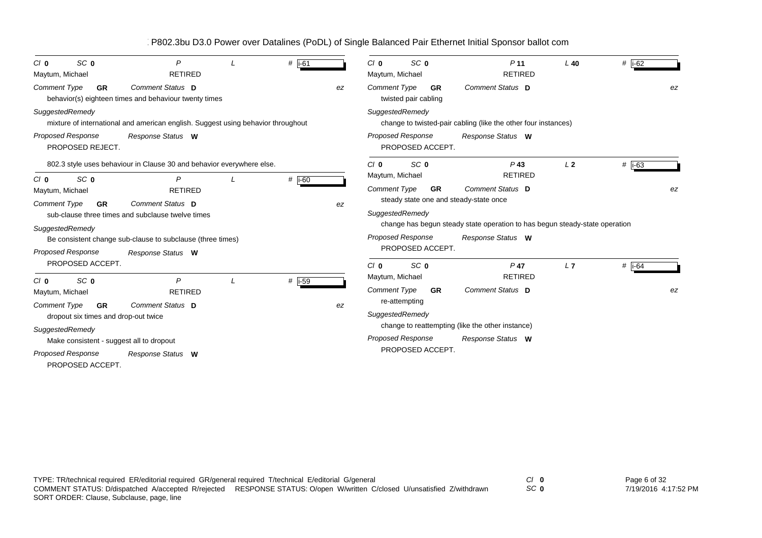# P802.3bu D3.0 Power over Datalines (PoDL) of Single Balanced Pair Ethernet Initial Sponsor ballot com

---

*Cl* **0** *SC* **0** *P* *L* # **i-61**

Maytum, Michael RETIRED

*Comment Type* **GR** *Comment Status* **D** *ez*

behavior(s) eighteen times and behaviour twenty times

*SuggestedRemedy*

mixture of international and american english. Suggest using behavior throughout

*Proposed Response* *Response Status* **W**

PROPOSED REJECT.

802.3 style uses behaviour in Clause 30 and behavior everywhere else.

---

*Cl* **0** *SC* **0** *P* *L* # **i-60**

Maytum, Michael RETIRED

*Comment Type* **GR** *Comment Status* **D** *ez*

sub-clause three times and subclause twelve times

*SuggestedRemedy*

Be consistent change sub-clause to subclause (three times)

*Proposed Response* *Response Status* **W**

PROPOSED ACCEPT.

---

*Cl* **0** *SC* **0** *P* *L* # **i-59**

Maytum, Michael RETIRED

*Comment Type* **GR** *Comment Status* **D** *ez*

dropout six times and drop-out twice

*SuggestedRemedy*

Make consistent - suggest all to dropout

*Proposed Response* *Response Status* **W**

PROPOSED ACCEPT.

---

*Cl* **0** *SC* **0** *P* **11** *L* **40** # **i-62**

Maytum, Michael RETIRED

*Comment Type* **GR** *Comment Status* **D** *ez*

twisted pair cabling

*SuggestedRemedy*

change to twisted-pair cabling (like the other four instances)

*Proposed Response* *Response Status* **W**

PROPOSED ACCEPT.

---

*Cl* **0** *SC* **0** *P* **43** *L* **2** # **i-63**

Maytum, Michael RETIRED

*Comment Type* **GR** *Comment Status* **D** *ez*

steady state one and steady-state once

*SuggestedRemedy*

change has begun steady state operation to has begun steady-state operation

*Proposed Response* *Response Status* **W**

PROPOSED ACCEPT.

---

*Cl* **0** *SC* **0** *P* **47** *L* **7** # **i-64**

Maytum, Michael RETIRED

*Comment Type* **GR** *Comment Status* **D** *ez*

re-attempting

*SuggestedRemedy*

change to reattempting (like the other instance)

*Proposed Response* *Response Status* **W**

PROPOSED ACCEPT.

---

TYPE: TR/technical required ER/editorial required GR/general required T/technical E/editorial G/general
COMMENT STATUS: D/dispatched A/accepted R/rejected RESPONSE STATUS: O/open W/written C/closed U/unsatisfied Z/withdrawn
SORT ORDER: Clause, Subclause, page, line

*Cl* **0**
*SC* **0**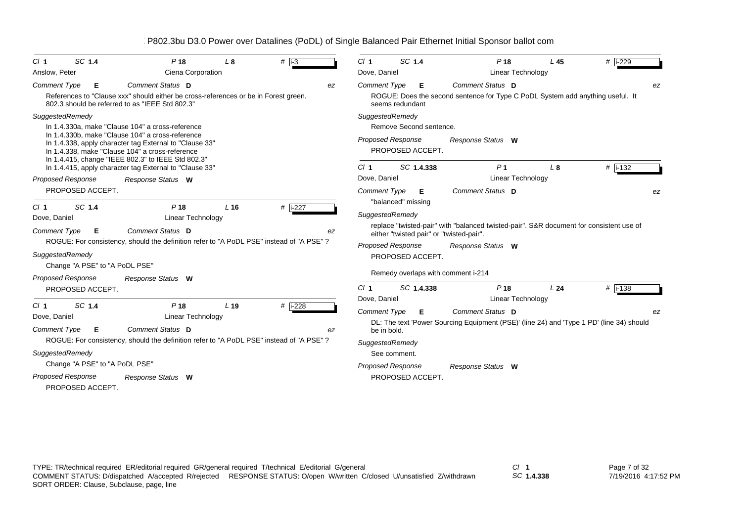## P802.3bu D3.0 Power over Datalines (PoDL) of Single Balanced Pair Ethernet Initial Sponsor ballot com

---

**Cl** 1 **SC** 1.4 **P** 18 **L** 8 **#** i-3

Anslow, Peter — Ciena Corporation

*Comment Type* **E** *Comment Status* **D** ez

References to "Clause xxx" should either be cross-references or be in Forest green.
802.3 should be referred to as "IEEE Std 802.3"

*SuggestedRemedy*

In 1.4.330a, make "Clause 104" a cross-reference
In 1.4.330b, make "Clause 104" a cross-reference
In 1.4.338, apply character tag External to "Clause 33"
In 1.4.338, make "Clause 104" a cross-reference
In 1.4.415, change "IEEE 802.3" to IEEE Std 802.3"
In 1.4.415, apply character tag External to "Clause 33"

*Proposed Response* *Response Status* **W**

PROPOSED ACCEPT.

---

**Cl** 1 **SC** 1.4 **P** 18 **L** 16 **#** i-227

Dove, Daniel — Linear Technology

*Comment Type* **E** *Comment Status* **D** ez

ROGUE: For consistency, should the definition refer to "A PoDL PSE" instead of "A PSE" ?

*SuggestedRemedy*

Change "A PSE" to "A PoDL PSE"

*Proposed Response* *Response Status* **W**

PROPOSED ACCEPT.

---

**Cl** 1 **SC** 1.4 **P** 18 **L** 19 **#** i-228

Dove, Daniel — Linear Technology

*Comment Type* **E** *Comment Status* **D** ez

ROGUE: For consistency, should the definition refer to "A PoDL PSE" instead of "A PSE" ?

*SuggestedRemedy*

Change "A PSE" to "A PoDL PSE"

*Proposed Response* *Response Status* **W**

PROPOSED ACCEPT.

---

**Cl** 1 **SC** 1.4 **P** 18 **L** 45 **#** i-229

Dove, Daniel — Linear Technology

*Comment Type* **E** *Comment Status* **D** ez

ROGUE: Does the second sentence for Type C PoDL System add anything useful. It seems redundant

*SuggestedRemedy*

Remove Second sentence.

*Proposed Response* *Response Status* **W**

PROPOSED ACCEPT.

---

**Cl** 1 **SC** 1.4.338 **P** 1 **L** 8 **#** i-132

Dove, Daniel — Linear Technology

*Comment Type* **E** *Comment Status* **D** ez

"balanced" missing

*SuggestedRemedy*

replace "twisted-pair" with "balanced twisted-pair". S&R document for consistent use of either "twisted pair" or "twisted-pair".

*Proposed Response* *Response Status* **W**

PROPOSED ACCEPT.

Remedy overlaps with comment i-214

---

**Cl** 1 **SC** 1.4.338 **P** 18 **L** 24 **#** i-138

Dove, Daniel — Linear Technology

*Comment Type* **E** *Comment Status* **D** ez

DL: The text 'Power Sourcing Equipment (PSE)' (line 24) and 'Type 1 PD' (line 34) should be in bold.

*SuggestedRemedy*

See comment.

*Proposed Response* *Response Status* **W**

PROPOSED ACCEPT.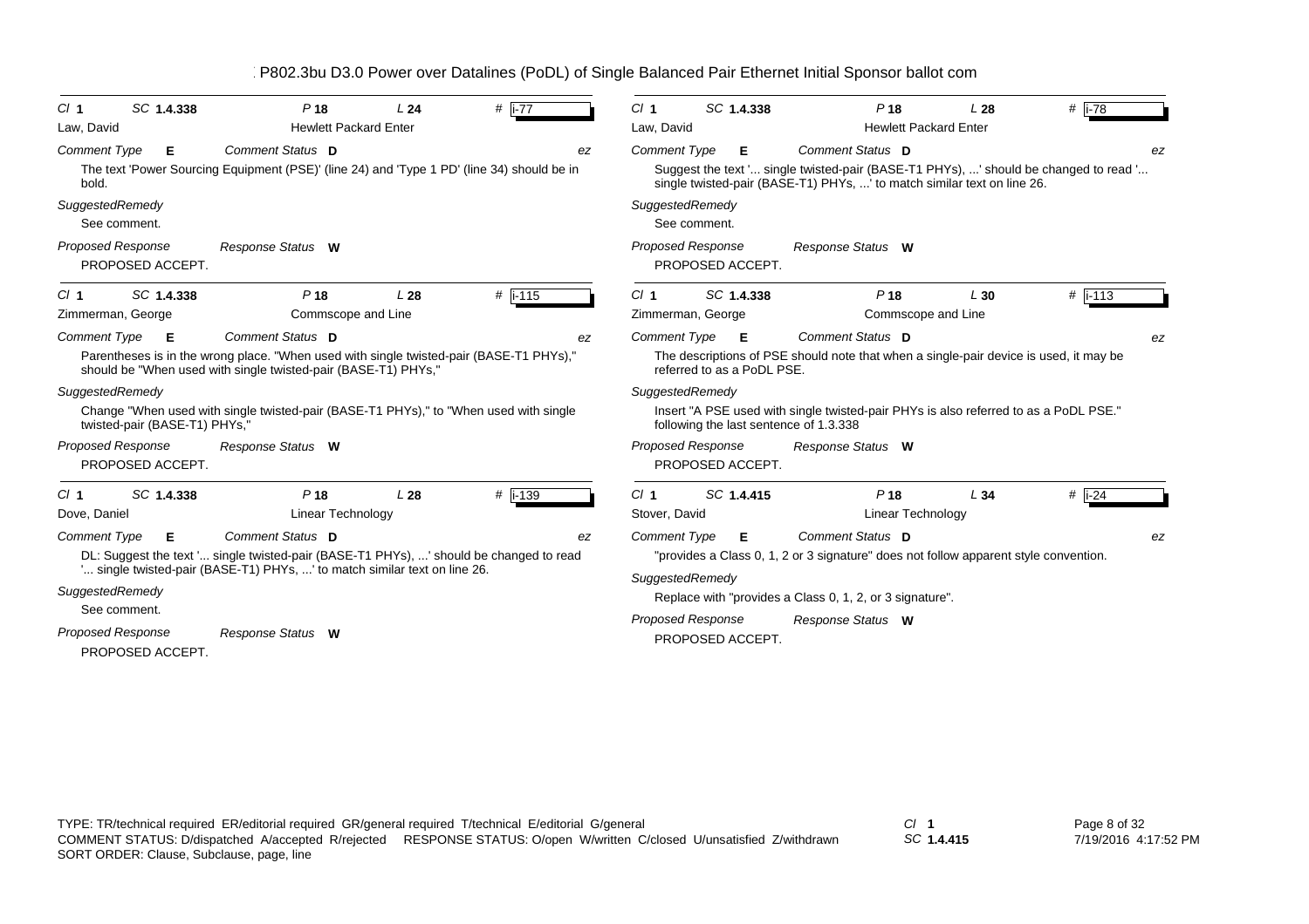P802.3bu D3.0 Power over Datalines (PoDL) of Single Balanced Pair Ethernet Initial Sponsor ballot com

---

Cl **1** SC **1.4.338** P **18** L **24** # i-77

Law, David — Hewlett Packard Enter

*Comment Type* **E** *Comment Status* **D** ez

The text 'Power Sourcing Equipment (PSE)' (line 24) and 'Type 1 PD' (line 34) should be in bold.

*SuggestedRemedy*

See comment.

*Proposed Response* *Response Status* **W**

PROPOSED ACCEPT.

---

Cl **1** SC **1.4.338** P **18** L **28** # i-115

Zimmerman, George — Commscope and Line

*Comment Type* **E** *Comment Status* **D** ez

Parentheses is in the wrong place. "When used with single twisted-pair (BASE-T1 PHYs)," should be "When used with single twisted-pair (BASE-T1) PHYs,"

*SuggestedRemedy*

Change "When used with single twisted-pair (BASE-T1 PHYs)," to "When used with single twisted-pair (BASE-T1) PHYs,"

*Proposed Response* *Response Status* **W**

PROPOSED ACCEPT.

---

Cl **1** SC **1.4.338** P **18** L **28** # i-139

Dove, Daniel — Linear Technology

*Comment Type* **E** *Comment Status* **D** ez

DL: Suggest the text '... single twisted-pair (BASE-T1 PHYs), ...' should be changed to read '... single twisted-pair (BASE-T1) PHYs, ...' to match similar text on line 26.

*SuggestedRemedy*

See comment.

*Proposed Response* *Response Status* **W**

PROPOSED ACCEPT.

---

Cl **1** SC **1.4.338** P **18** L **28** # i-78

Law, David — Hewlett Packard Enter

*Comment Type* **E** *Comment Status* **D** ez

Suggest the text '... single twisted-pair (BASE-T1 PHYs), ...' should be changed to read '... single twisted-pair (BASE-T1) PHYs, ...' to match similar text on line 26.

*SuggestedRemedy*

See comment.

*Proposed Response* *Response Status* **W**

PROPOSED ACCEPT.

---

Cl **1** SC **1.4.338** P **18** L **30** # i-113

Zimmerman, George — Commscope and Line

*Comment Type* **E** *Comment Status* **D** ez

The descriptions of PSE should note that when a single-pair device is used, it may be referred to as a PoDL PSE.

*SuggestedRemedy*

Insert "A PSE used with single twisted-pair PHYs is also referred to as a PoDL PSE." following the last sentence of 1.3.338

*Proposed Response* *Response Status* **W**

PROPOSED ACCEPT.

---

Cl **1** SC **1.4.415** P **18** L **34** # i-24

Stover, David — Linear Technology

*Comment Type* **E** *Comment Status* **D** ez

"provides a Class 0, 1, 2 or 3 signature" does not follow apparent style convention.

*SuggestedRemedy*

Replace with "provides a Class 0, 1, 2, or 3 signature".

*Proposed Response* *Response Status* **W**

PROPOSED ACCEPT.

---

TYPE: TR/technical required ER/editorial required GR/general required T/technical E/editorial G/general
COMMENT STATUS: D/dispatched A/accepted R/rejected RESPONSE STATUS: O/open W/written C/closed U/unsatisfied Z/withdrawn
SORT ORDER: Clause, Subclause, page, line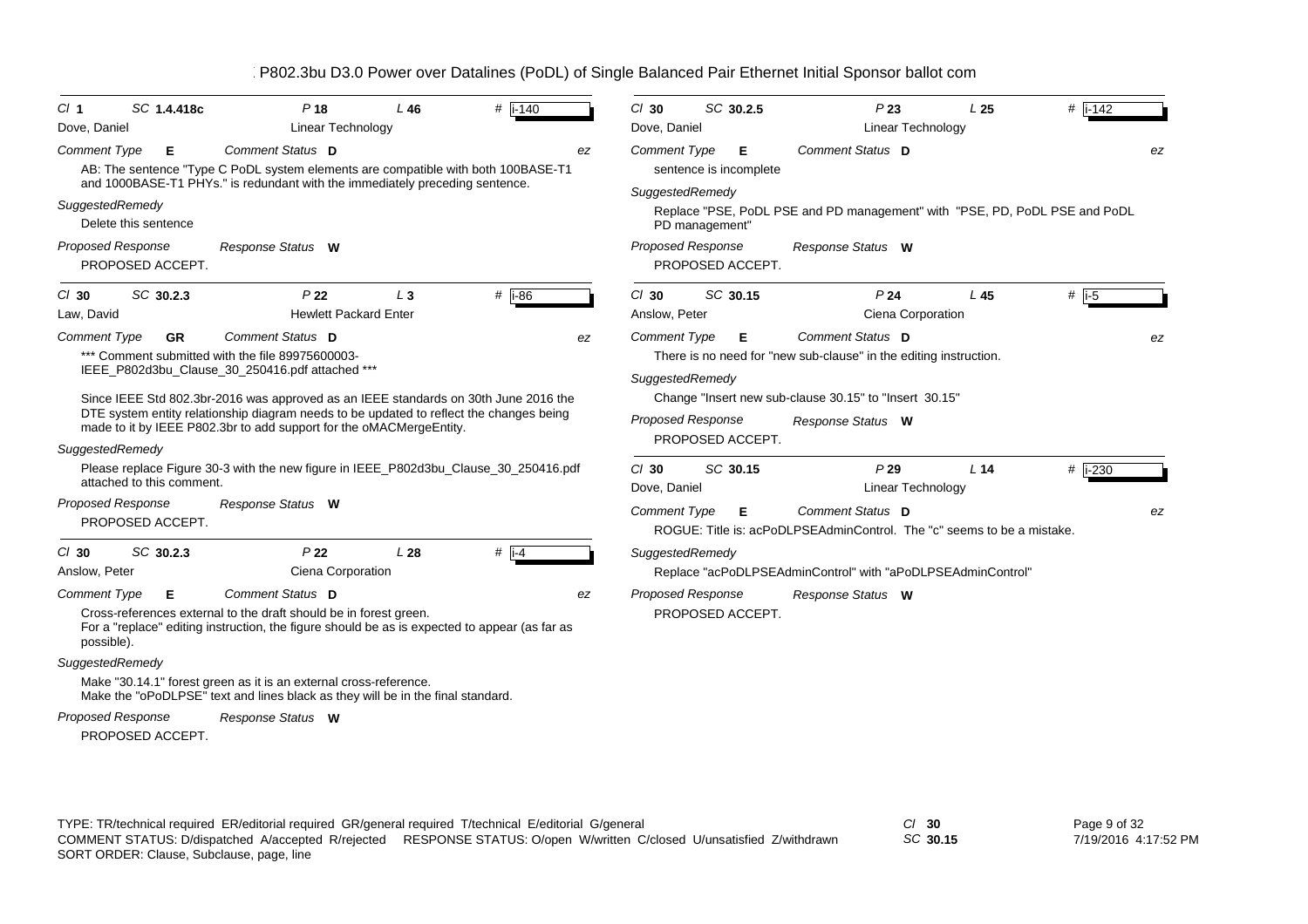P802.3bu D3.0 Power over Datalines (PoDL) of Single Balanced Pair Ethernet Initial Sponsor ballot com

---

**Cl** 1 **SC** 1.4.418c **P** 18 **L** 46 **#** i-140

Dove, Daniel — Linear Technology

*Comment Type* **E** *Comment Status* **D** ez

AB: The sentence "Type C PoDL system elements are compatible with both 100BASE-T1 and 1000BASE-T1 PHYs." is redundant with the immediately preceding sentence.

*SuggestedRemedy*

Delete this sentence

*Proposed Response* *Response Status* **W**

PROPOSED ACCEPT.

---

**Cl** 30 **SC** 30.2.3 **P** 22 **L** 3 **#** i-86

Law, David — Hewlett Packard Enter

*Comment Type* **GR** *Comment Status* **D** ez

*** Comment submitted with the file 89975600003-IEEE_P802d3bu_Clause_30_250416.pdf attached ***

Since IEEE Std 802.3br-2016 was approved as an IEEE standards on 30th June 2016 the DTE system entity relationship diagram needs to be updated to reflect the changes being made to it by IEEE P802.3br to add support for the oMACMergeEntity.

*SuggestedRemedy*

Please replace Figure 30-3 with the new figure in IEEE_P802d3bu_Clause_30_250416.pdf attached to this comment.

*Proposed Response* *Response Status* **W**

PROPOSED ACCEPT.

---

**Cl** 30 **SC** 30.2.3 **P** 22 **L** 28 **#** i-4

Anslow, Peter — Ciena Corporation

*Comment Type* **E** *Comment Status* **D** ez

Cross-references external to the draft should be in forest green.
For a "replace" editing instruction, the figure should be as is expected to appear (as far as possible).

*SuggestedRemedy*

Make "30.14.1" forest green as it is an external cross-reference.
Make the "oPoDLPSE" text and lines black as they will be in the final standard.

*Proposed Response* *Response Status* **W**

PROPOSED ACCEPT.

---

**Cl** 30 **SC** 30.2.5 **P** 23 **L** 25 **#** i-142

Dove, Daniel — Linear Technology

*Comment Type* **E** *Comment Status* **D** ez

sentence is incomplete

*SuggestedRemedy*

Replace "PSE, PoDL PSE and PD management" with "PSE, PD, PoDL PSE and PoDL PD management"

*Proposed Response* *Response Status* **W**

PROPOSED ACCEPT.

---

**Cl** 30 **SC** 30.15 **P** 24 **L** 45 **#** i-5

Anslow, Peter — Ciena Corporation

*Comment Type* **E** *Comment Status* **D** ez

There is no need for "new sub-clause" in the editing instruction.

*SuggestedRemedy*

Change "Insert new sub-clause 30.15" to "Insert 30.15"

*Proposed Response* *Response Status* **W**

PROPOSED ACCEPT.

---

**Cl** 30 **SC** 30.15 **P** 29 **L** 14 **#** i-230

Dove, Daniel — Linear Technology

*Comment Type* **E** *Comment Status* **D** ez

ROGUE: Title is: acPoDLPSEAdminControl. The "c" seems to be a mistake.

*SuggestedRemedy*

Replace "acPoDLPSEAdminControl" with "aPoDLPSEAdminControl"

*Proposed Response* *Response Status* **W**

PROPOSED ACCEPT.

---

TYPE: TR/technical required ER/editorial required GR/general required T/technical E/editorial G/general
COMMENT STATUS: D/dispatched A/accepted R/rejected RESPONSE STATUS: O/open W/written C/closed U/unsatisfied Z/withdrawn
SORT ORDER: Clause, Subclause, page, line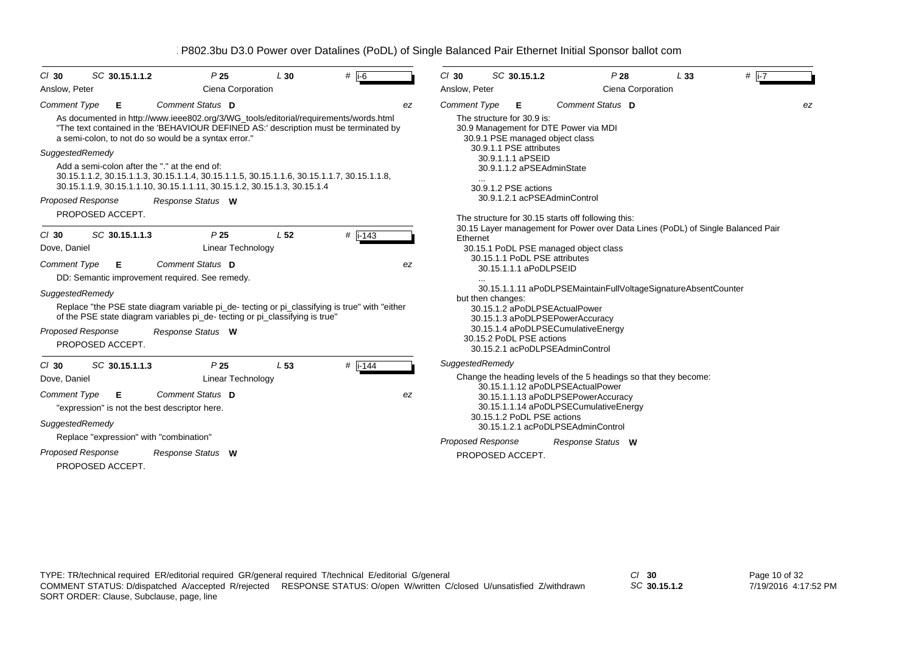P802.3bu D3.0 Power over Datalines (PoDL) of Single Balanced Pair Ethernet Initial Sponsor ballot com

---

Cl **30** SC **30.15.1.1.2** P **25** L **30** # **i-6**

Anslow, Peter — Ciena Corporation

*Comment Type* **E** *Comment Status* **D** *ez*

As documented in http://www.ieee802.org/3/WG_tools/editorial/requirements/words.html "The text contained in the 'BEHAVIOUR DEFINED AS:' description must be terminated by a semi-colon, to not do so would be a syntax error."

*SuggestedRemedy*

Add a semi-colon after the "." at the end of:
30.15.1.1.2, 30.15.1.1.3, 30.15.1.1.4, 30.15.1.1.5, 30.15.1.1.6, 30.15.1.1.7, 30.15.1.1.8, 30.15.1.1.9, 30.15.1.1.10, 30.15.1.1.11, 30.15.1.2, 30.15.1.3, 30.15.1.4

*Proposed Response* *Response Status* **W**

PROPOSED ACCEPT.

---

Cl **30** SC **30.15.1.1.3** P **25** L **52** # **i-143**

Dove, Daniel — Linear Technology

*Comment Type* **E** *Comment Status* **D** *ez*

DD: Semantic improvement required. See remedy.

*SuggestedRemedy*

Replace "the PSE state diagram variable pi_de- tecting or pi_classifying is true" with "either of the PSE state diagram variables pi_de- tecting or pi_classifying is true"

*Proposed Response* *Response Status* **W**

PROPOSED ACCEPT.

---

Cl **30** SC **30.15.1.1.3** P **25** L **53** # **i-144**

Dove, Daniel — Linear Technology

*Comment Type* **E** *Comment Status* **D** *ez*

"expression" is not the best descriptor here.

*SuggestedRemedy*

Replace "expression" with "combination"

*Proposed Response* *Response Status* **W**

PROPOSED ACCEPT.

---

Cl **30** SC **30.15.1.2** P **28** L **33** # **i-7**

Anslow, Peter — Ciena Corporation

*Comment Type* **E** *Comment Status* **D** *ez*

The structure for 30.9 is:
30.9 Management for DTE Power via MDI
  30.9.1 PSE managed object class
    30.9.1.1 PSE attributes
      30.9.1.1.1 aPSEID
      30.9.1.1.2 aPSEAdminState
      ...
    30.9.1.2 PSE actions
      30.9.1.2.1 acPSEAdminControl

The structure for 30.15 starts off following this:
30.15 Layer management for Power over Data Lines (PoDL) of Single Balanced Pair Ethernet
  30.15.1 PoDL PSE managed object class
    30.15.1.1 PoDL PSE attributes
      30.15.1.1.1 aPoDLPSEID
      ...
      30.15.1.1.11 aPoDLPSEMaintainFullVoltageSignatureAbsentCounter
but then changes:
      30.15.1.2 aPoDLPSEActualPower
      30.15.1.3 aPoDLPSEPowerAccuracy
      30.15.1.4 aPoDLPSECumulativeEnergy
  30.15.2 PoDL PSE actions
    30.15.2.1 acPoDLPSEAdminControl

*SuggestedRemedy*

Change the heading levels of the 5 headings so that they become:
      30.15.1.1.12 aPoDLPSEActualPower
      30.15.1.1.13 aPoDLPSEPowerAccuracy
      30.15.1.1.14 aPoDLPSECumulativeEnergy
    30.15.1.2 PoDL PSE actions
      30.15.1.2.1 acPoDLPSEAdminControl

*Proposed Response* *Response Status* **W**

PROPOSED ACCEPT.

---

TYPE: TR/technical required ER/editorial required GR/general required T/technical E/editorial G/general
COMMENT STATUS: D/dispatched A/accepted R/rejected RESPONSE STATUS: O/open W/written C/closed U/unsatisfied Z/withdrawn
SORT ORDER: Clause, Subclause, page, line

Cl **30** SC **30.15.1.2**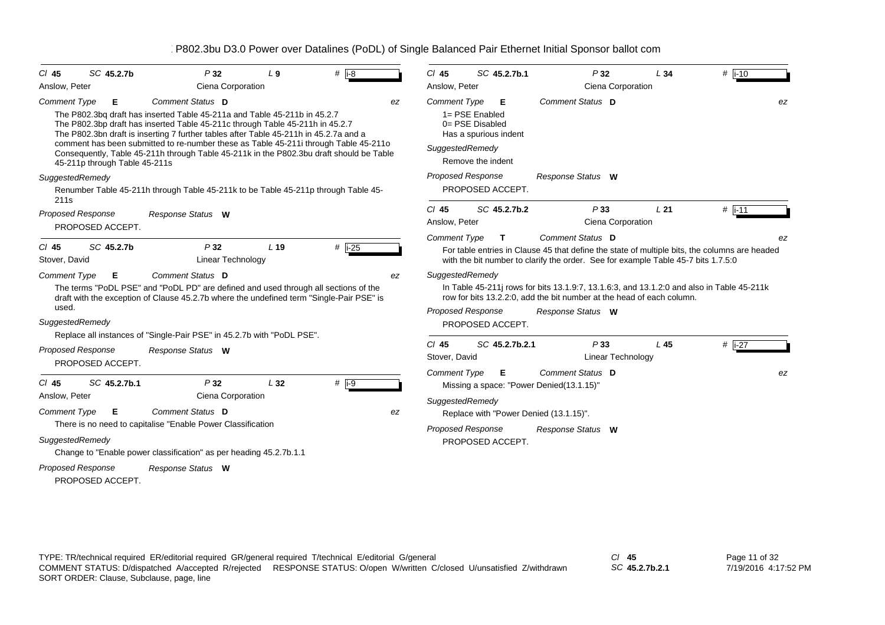P802.3bu D3.0 Power over Datalines (PoDL) of Single Balanced Pair Ethernet Initial Sponsor ballot com

---

**Cl** 45 **SC** 45.2.7b **P** 32 **L** 9 **#** i-8

Anslow, Peter — Ciena Corporation

*Comment Type* **E** *Comment Status* **D** *ez*

The P802.3bq draft has inserted Table 45-211a and Table 45-211b in 45.2.7
The P802.3bp draft has inserted Table 45-211c through Table 45-211h in 45.2.7
The P802.3bn draft is inserting 7 further tables after Table 45-211h in 45.2.7a and a comment has been submitted to re-number these as Table 45-211i through Table 45-211o
Consequently, Table 45-211h through Table 45-211k in the P802.3bu draft should be Table 45-211p through Table 45-211s

*SuggestedRemedy*

Renumber Table 45-211h through Table 45-211k to be Table 45-211p through Table 45-211s

*Proposed Response* *Response Status* **W**

PROPOSED ACCEPT.

---

**Cl** 45 **SC** 45.2.7b **P** 32 **L** 19 **#** i-25

Stover, David — Linear Technology

*Comment Type* **E** *Comment Status* **D** *ez*

The terms "PoDL PSE" and "PoDL PD" are defined and used through all sections of the draft with the exception of Clause 45.2.7b where the undefined term "Single-Pair PSE" is used.

*SuggestedRemedy*

Replace all instances of "Single-Pair PSE" in 45.2.7b with "PoDL PSE".

*Proposed Response* *Response Status* **W**

PROPOSED ACCEPT.

---

**Cl** 45 **SC** 45.2.7b.1 **P** 32 **L** 32 **#** i-9

Anslow, Peter — Ciena Corporation

*Comment Type* **E** *Comment Status* **D** *ez*

There is no need to capitalise "Enable Power Classification

*SuggestedRemedy*

Change to "Enable power classification" as per heading 45.2.7b.1.1

*Proposed Response* *Response Status* **W**

PROPOSED ACCEPT.

---

**Cl** 45 **SC** 45.2.7b.1 **P** 32 **L** 34 **#** i-10

Anslow, Peter — Ciena Corporation

*Comment Type* **E** *Comment Status* **D** *ez*

1= PSE Enabled
0= PSE Disabled
Has a spurious indent

*SuggestedRemedy*

Remove the indent

*Proposed Response* *Response Status* **W**

PROPOSED ACCEPT.

---

**Cl** 45 **SC** 45.2.7b.2 **P** 33 **L** 21 **#** i-11

Anslow, Peter — Ciena Corporation

*Comment Type* **T** *Comment Status* **D** *ez*

For table entries in Clause 45 that define the state of multiple bits, the columns are headed with the bit number to clarify the order. See for example Table 45-7 bits 1.7.5:0

*SuggestedRemedy*

In Table 45-211j rows for bits 13.1.9:7, 13.1.6:3, and 13.1.2:0 and also in Table 45-211k row for bits 13.2.2:0, add the bit number at the head of each column.

*Proposed Response* *Response Status* **W**

PROPOSED ACCEPT.

---

**Cl** 45 **SC** 45.2.7b.2.1 **P** 33 **L** 45 **#** i-27

Stover, David — Linear Technology

*Comment Type* **E** *Comment Status* **D** *ez*

Missing a space: "Power Denied(13.1.15)"

*SuggestedRemedy*

Replace with "Power Denied (13.1.15)".

*Proposed Response* *Response Status* **W**

PROPOSED ACCEPT.

---

TYPE: TR/technical required ER/editorial required GR/general required T/technical E/editorial G/general
COMMENT STATUS: D/dispatched A/accepted R/rejected RESPONSE STATUS: O/open W/written C/closed U/unsatisfied Z/withdrawn
SORT ORDER: Clause, Subclause, page, line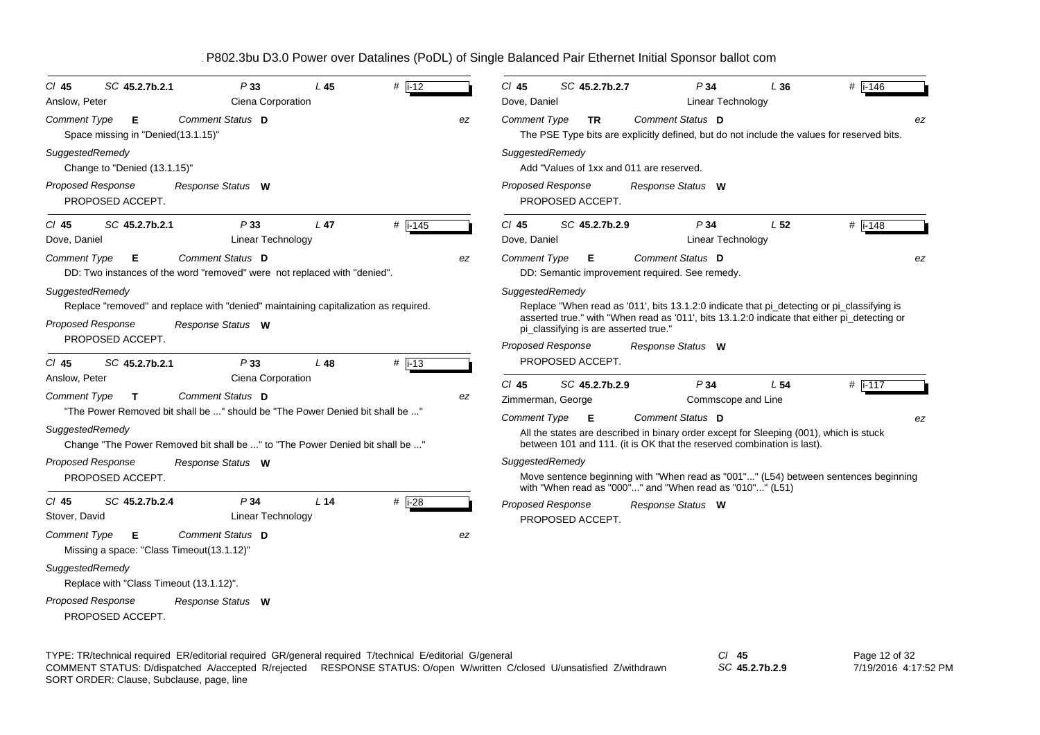# P802.3bu D3.0 Power over Datalines (PoDL) of Single Balanced Pair Ethernet Initial Sponsor ballot com

---

**Cl** 45 **SC** 45.2.7b.2.1 **P** 33 **L** 45 **#** i-12

Anslow, Peter — Ciena Corporation

**Comment Type** E **Comment Status** D — ez

Space missing in "Denied(13.1.15)"

**SuggestedRemedy**

Change to "Denied (13.1.15)"

**Proposed Response** — **Response Status** W

PROPOSED ACCEPT.

---

**Cl** 45 **SC** 45.2.7b.2.1 **P** 33 **L** 47 **#** i-145

Dove, Daniel — Linear Technology

**Comment Type** E **Comment Status** D — ez

DD: Two instances of the word "removed" were not replaced with "denied".

**SuggestedRemedy**

Replace "removed" and replace with "denied" maintaining capitalization as required.

**Proposed Response** — **Response Status** W

PROPOSED ACCEPT.

---

**Cl** 45 **SC** 45.2.7b.2.1 **P** 33 **L** 48 **#** i-13

Anslow, Peter — Ciena Corporation

**Comment Type** T **Comment Status** D — ez

"The Power Removed bit shall be ..." should be "The Power Denied bit shall be ..."

**SuggestedRemedy**

Change "The Power Removed bit shall be ..." to "The Power Denied bit shall be ..."

**Proposed Response** — **Response Status** W

PROPOSED ACCEPT.

---

**Cl** 45 **SC** 45.2.7b.2.4 **P** 34 **L** 14 **#** i-28

Stover, David — Linear Technology

**Comment Type** E **Comment Status** D — ez

Missing a space: "Class Timeout(13.1.12)"

**SuggestedRemedy**

Replace with "Class Timeout (13.1.12)".

**Proposed Response** — **Response Status** W

PROPOSED ACCEPT.

---

**Cl** 45 **SC** 45.2.7b.2.7 **P** 34 **L** 36 **#** i-146

Dove, Daniel — Linear Technology

**Comment Type** TR **Comment Status** D — ez

The PSE Type bits are explicitly defined, but do not include the values for reserved bits.

**SuggestedRemedy**

Add "Values of 1xx and 011 are reserved.

**Proposed Response** — **Response Status** W

PROPOSED ACCEPT.

---

**Cl** 45 **SC** 45.2.7b.2.9 **P** 34 **L** 52 **#** i-148

Dove, Daniel — Linear Technology

**Comment Type** E **Comment Status** D — ez

DD: Semantic improvement required. See remedy.

**SuggestedRemedy**

Replace "When read as '011', bits 13.1.2:0 indicate that pi_detecting or pi_classifying is asserted true." with "When read as '011', bits 13.1.2:0 indicate that either pi_detecting or pi_classifying is are asserted true."

**Proposed Response** — **Response Status** W

PROPOSED ACCEPT.

---

**Cl** 45 **SC** 45.2.7b.2.9 **P** 34 **L** 54 **#** i-117

Zimmerman, George — Commscope and Line

**Comment Type** E **Comment Status** D — ez

All the states are described in binary order except for Sleeping (001), which is stuck between 101 and 111. (it is OK that the reserved combination is last).

**SuggestedRemedy**

Move sentence beginning with "When read as "001"..." (L54) between sentences beginning with "When read as "000"..." and "When read as "010"..." (L51)

**Proposed Response** — **Response Status** W

PROPOSED ACCEPT.

---

TYPE: TR/technical required ER/editorial required GR/general required T/technical E/editorial G/general
COMMENT STATUS: D/dispatched A/accepted R/rejected RESPONSE STATUS: O/open W/written C/closed U/unsatisfied Z/withdrawn
SORT ORDER: Clause, Subclause, page, line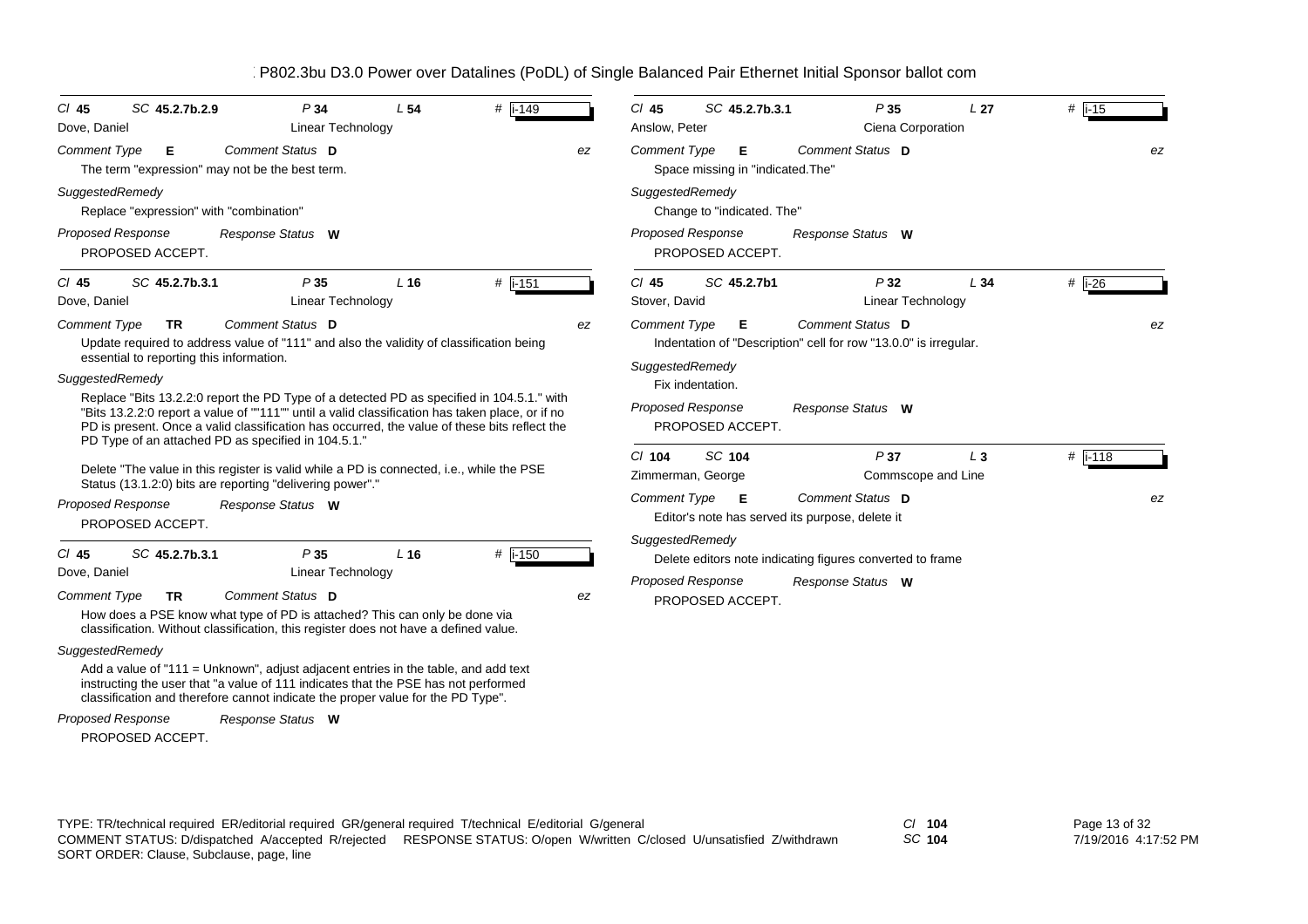# P802.3bu D3.0 Power over Datalines (PoDL) of Single Balanced Pair Ethernet Initial Sponsor ballot com

---

**Cl** 45 **SC** 45.2.7b.2.9 **P** 34 **L** 54 **#** i-149
Dove, Daniel — Linear Technology

**Comment Type** E **Comment Status** D — ez

The term "expression" may not be the best term.

**SuggestedRemedy**

Replace "expression" with "combination"

**Proposed Response** — **Response Status** W

PROPOSED ACCEPT.

---

**Cl** 45 **SC** 45.2.7b.3.1 **P** 35 **L** 16 **#** i-151
Dove, Daniel — Linear Technology

**Comment Type** TR **Comment Status** D — ez

Update required to address value of "111" and also the validity of classification being essential to reporting this information.

**SuggestedRemedy**

Replace "Bits 13.2.2:0 report the PD Type of a detected PD as specified in 104.5.1." with "Bits 13.2.2:0 report a value of ""111"" until a valid classification has taken place, or if no PD is present. Once a valid classification has occurred, the value of these bits reflect the PD Type of an attached PD as specified in 104.5.1."

Delete "The value in this register is valid while a PD is connected, i.e., while the PSE Status (13.1.2:0) bits are reporting "delivering power"."

**Proposed Response** — **Response Status** W

PROPOSED ACCEPT.

---

**Cl** 45 **SC** 45.2.7b.3.1 **P** 35 **L** 16 **#** i-150
Dove, Daniel — Linear Technology

**Comment Type** TR **Comment Status** D — ez

How does a PSE know what type of PD is attached? This can only be done via classification. Without classification, this register does not have a defined value.

**SuggestedRemedy**

Add a value of "111 = Unknown", adjust adjacent entries in the table, and add text instructing the user that "a value of 111 indicates that the PSE has not performed classification and therefore cannot indicate the proper value for the PD Type".

**Proposed Response** — **Response Status** W

PROPOSED ACCEPT.

---

**Cl** 45 **SC** 45.2.7b.3.1 **P** 35 **L** 27 **#** i-15
Anslow, Peter — Ciena Corporation

**Comment Type** E **Comment Status** D — ez

Space missing in "indicated.The"

**SuggestedRemedy**

Change to "indicated. The"

**Proposed Response** — **Response Status** W

PROPOSED ACCEPT.

---

**Cl** 45 **SC** 45.2.7b1 **P** 32 **L** 34 **#** i-26
Stover, David — Linear Technology

**Comment Type** E **Comment Status** D — ez

Indentation of "Description" cell for row "13.0.0" is irregular.

**SuggestedRemedy**

Fix indentation.

**Proposed Response** — **Response Status** W

PROPOSED ACCEPT.

---

**Cl** 104 **SC** 104 **P** 37 **L** 3 **#** i-118
Zimmerman, George — Commscope and Line

**Comment Type** E **Comment Status** D — ez

Editor's note has served its purpose, delete it

**SuggestedRemedy**

Delete editors note indicating figures converted to frame

**Proposed Response** — **Response Status** W

PROPOSED ACCEPT.

---

TYPE: TR/technical required ER/editorial required GR/general required T/technical E/editorial G/general
COMMENT STATUS: D/dispatched A/accepted R/rejected RESPONSE STATUS: O/open W/written C/closed U/unsatisfied Z/withdrawn
SORT ORDER: Clause, Subclause, page, line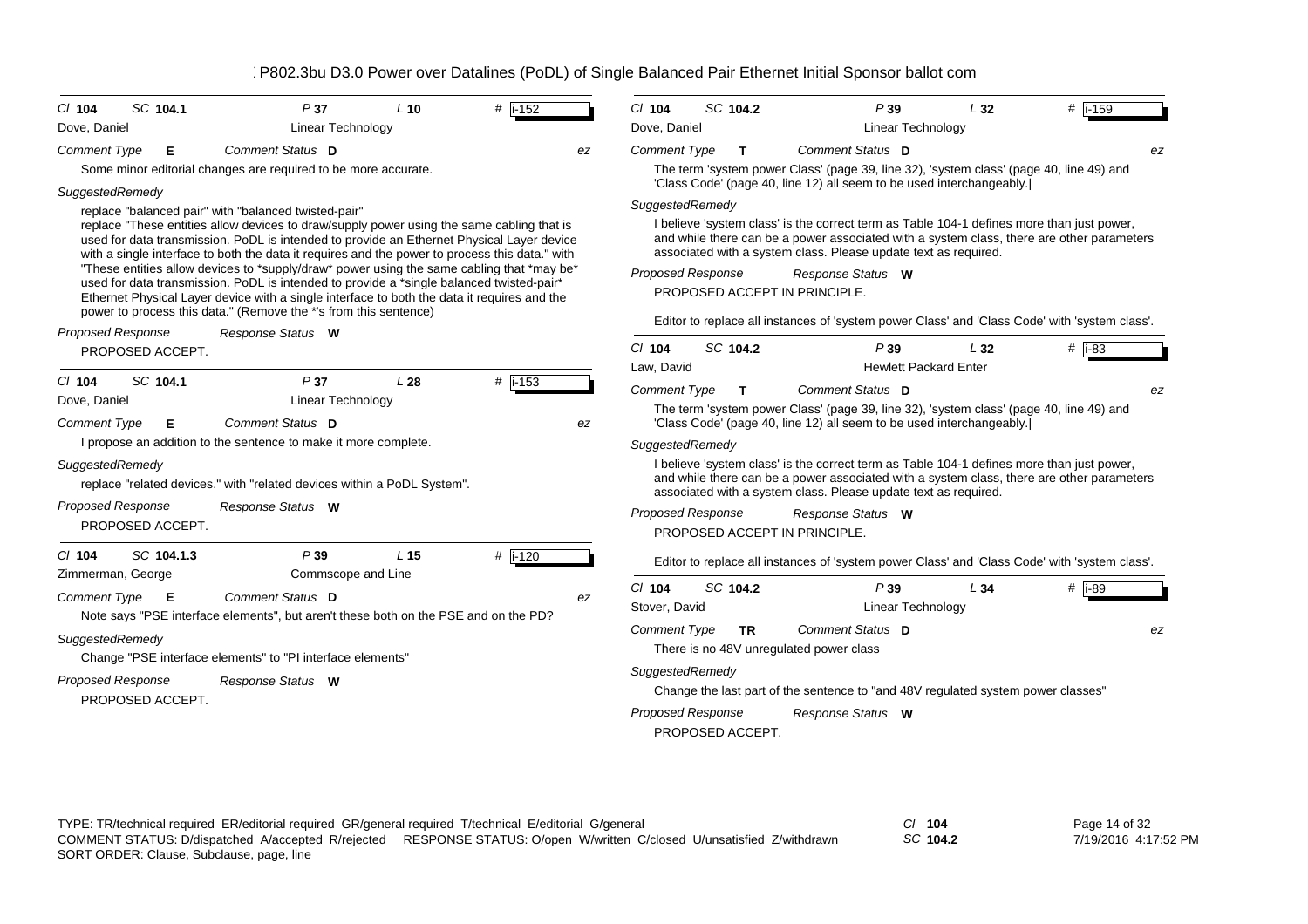# P802.3bu D3.0 Power over Datalines (PoDL) of Single Balanced Pair Ethernet Initial Sponsor ballot com

**Cl 104 SC 104.1 P 37 L 10 # i-152**

Dove, Daniel — Linear Technology

*Comment Type* **E** *Comment Status* **D** *ez*

Some minor editorial changes are required to be more accurate.

*SuggestedRemedy*

replace "balanced pair" with "balanced twisted-pair"
replace "These entities allow devices to draw/supply power using the same cabling that is used for data transmission. PoDL is intended to provide an Ethernet Physical Layer device with a single interface to both the data it requires and the power to process this data." with "These entities allow devices to *supply/draw* power using the same cabling that *may be* used for data transmission. PoDL is intended to provide a *single balanced twisted-pair* Ethernet Physical Layer device with a single interface to both the data it requires and the power to process this data." (Remove the *'s from this sentence)

*Proposed Response* *Response Status* **W**

PROPOSED ACCEPT.

---

**Cl 104 SC 104.1 P 37 L 28 # i-153**

Dove, Daniel — Linear Technology

*Comment Type* **E** *Comment Status* **D** *ez*

I propose an addition to the sentence to make it more complete.

*SuggestedRemedy*

replace "related devices." with "related devices within a PoDL System".

*Proposed Response* *Response Status* **W**

PROPOSED ACCEPT.

---

**Cl 104 SC 104.1.3 P 39 L 15 # i-120**

Zimmerman, George — Commscope and Line

*Comment Type* **E** *Comment Status* **D** *ez*

Note says "PSE interface elements", but aren't these both on the PSE and on the PD?

*SuggestedRemedy*

Change "PSE interface elements" to "PI interface elements"

*Proposed Response* *Response Status* **W**

PROPOSED ACCEPT.

---

**Cl 104 SC 104.2 P 39 L 32 # i-159**

Dove, Daniel — Linear Technology

*Comment Type* **T** *Comment Status* **D** *ez*

The term 'system power Class' (page 39, line 32), 'system class' (page 40, line 49) and 'Class Code' (page 40, line 12) all seem to be used interchangeably.|

*SuggestedRemedy*

I believe 'system class' is the correct term as Table 104-1 defines more than just power, and while there can be a power associated with a system class, there are other parameters associated with a system class. Please update text as required.

*Proposed Response* *Response Status* **W**

PROPOSED ACCEPT IN PRINCIPLE.

Editor to replace all instances of 'system power Class' and 'Class Code' with 'system class'.

---

**Cl 104 SC 104.2 P 39 L 32 # i-83**

Law, David — Hewlett Packard Enter

*Comment Type* **T** *Comment Status* **D** *ez*

The term 'system power Class' (page 39, line 32), 'system class' (page 40, line 49) and 'Class Code' (page 40, line 12) all seem to be used interchangeably.|

*SuggestedRemedy*

I believe 'system class' is the correct term as Table 104-1 defines more than just power, and while there can be a power associated with a system class, there are other parameters associated with a system class. Please update text as required.

*Proposed Response* *Response Status* **W**

PROPOSED ACCEPT IN PRINCIPLE.

Editor to replace all instances of 'system power Class' and 'Class Code' with 'system class'.

---

**Cl 104 SC 104.2 P 39 L 34 # i-89**

Stover, David — Linear Technology

*Comment Type* **TR** *Comment Status* **D** *ez*

There is no 48V unregulated power class

*SuggestedRemedy*

Change the last part of the sentence to "and 48V regulated system power classes"

*Proposed Response* *Response Status* **W**

PROPOSED ACCEPT.

---

TYPE: TR/technical required ER/editorial required GR/general required T/technical E/editorial G/general
COMMENT STATUS: D/dispatched A/accepted R/rejected RESPONSE STATUS: O/open W/written C/closed U/unsatisfied Z/withdrawn
SORT ORDER: Clause, Subclause, page, line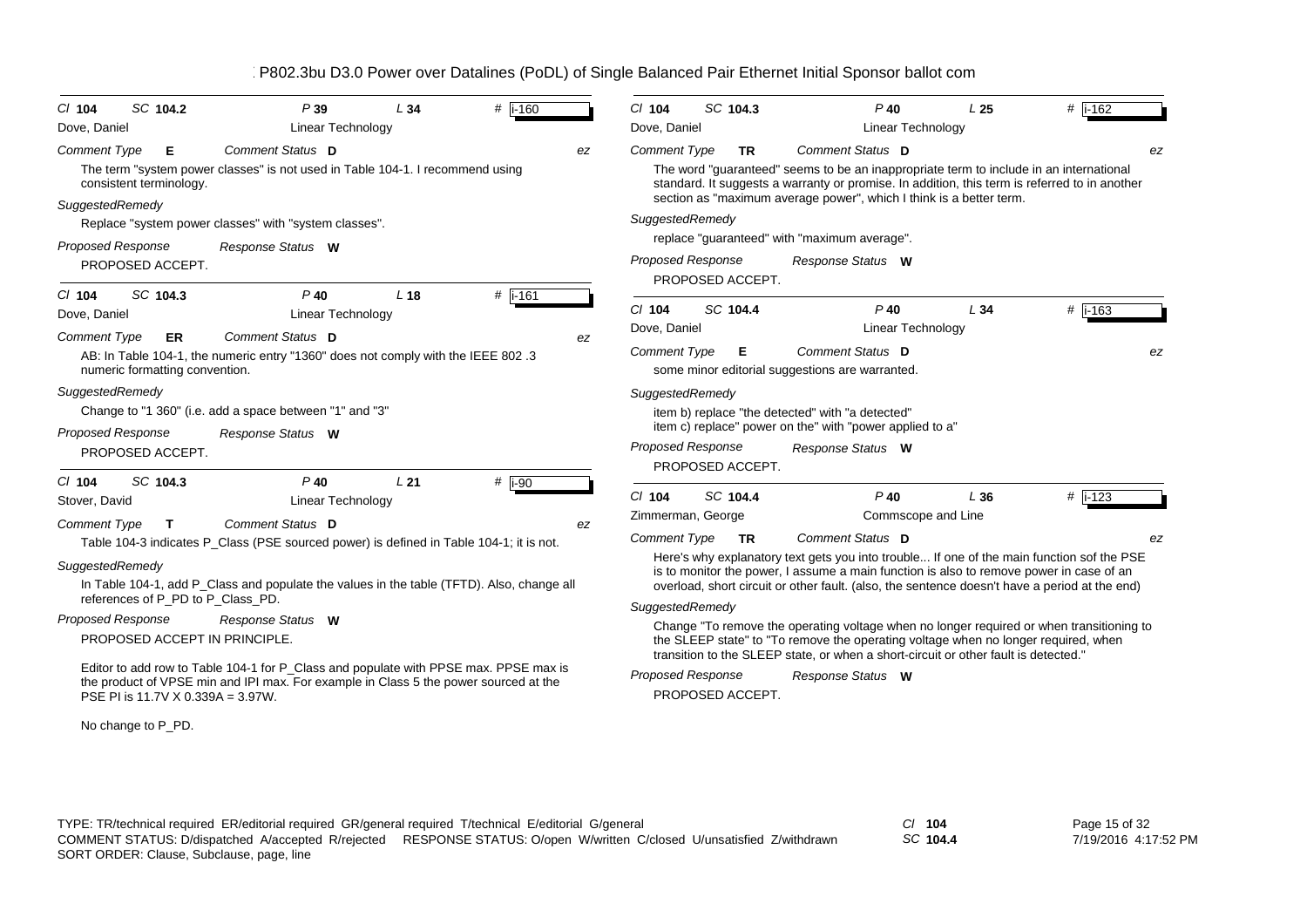| Cl 104 | SC 104.2 | P 39 | L 34 | # i-160 |
|---|---|---|---|---|

Dove, Daniel — Linear Technology

*Comment Type* **E** — *Comment Status* **D** — *ez*

The term "system power classes" is not used in Table 104-1. I recommend using consistent terminology.

*SuggestedRemedy*

Replace "system power classes" with "system classes".

*Proposed Response* — *Response Status* **W**

PROPOSED ACCEPT.

---

| Cl 104 | SC 104.3 | P 40 | L 18 | # i-161 |
|---|---|---|---|---|

Dove, Daniel — Linear Technology

*Comment Type* **ER** — *Comment Status* **D** — *ez*

AB: In Table 104-1, the numeric entry "1360" does not comply with the IEEE 802 .3 numeric formatting convention.

*SuggestedRemedy*

Change to "1 360" (i.e. add a space between "1" and "3"

*Proposed Response* — *Response Status* **W**

PROPOSED ACCEPT.

---

| Cl 104 | SC 104.3 | P 40 | L 21 | # i-90 |
|---|---|---|---|---|

Stover, David — Linear Technology

*Comment Type* **T** — *Comment Status* **D** — *ez*

Table 104-3 indicates P_Class (PSE sourced power) is defined in Table 104-1; it is not.

*SuggestedRemedy*

In Table 104-1, add P_Class and populate the values in the table (TFTD). Also, change all references of P_PD to P_Class_PD.

*Proposed Response* — *Response Status* **W**

PROPOSED ACCEPT IN PRINCIPLE.

Editor to add row to Table 104-1 for P_Class and populate with PPSE max. PPSE max is the product of VPSE min and IPI max. For example in Class 5 the power sourced at the PSE PI is 11.7V X 0.339A = 3.97W.

No change to P_PD.

---

| Cl 104 | SC 104.3 | P 40 | L 25 | # i-162 |
|---|---|---|---|---|

Dove, Daniel — Linear Technology

*Comment Type* **TR** — *Comment Status* **D** — *ez*

The word "guaranteed" seems to be an inappropriate term to include in an international standard. It suggests a warranty or promise. In addition, this term is referred to in another section as "maximum average power", which I think is a better term.

*SuggestedRemedy*

replace "guaranteed" with "maximum average".

*Proposed Response* — *Response Status* **W**

PROPOSED ACCEPT.

---

| Cl 104 | SC 104.4 | P 40 | L 34 | # i-163 |
|---|---|---|---|---|

Dove, Daniel — Linear Technology

*Comment Type* **E** — *Comment Status* **D** — *ez*

some minor editorial suggestions are warranted.

*SuggestedRemedy*

item b) replace "the detected" with "a detected"
item c) replace" power on the" with "power applied to a"

*Proposed Response* — *Response Status* **W**

PROPOSED ACCEPT.

---

| Cl 104 | SC 104.4 | P 40 | L 36 | # i-123 |
|---|---|---|---|---|

Zimmerman, George — Commscope and Line

*Comment Type* **TR** — *Comment Status* **D** — *ez*

Here's why explanatory text gets you into trouble... If one of the main function sof the PSE is to monitor the power, I assume a main function is also to remove power in case of an overload, short circuit or other fault. (also, the sentence doesn't have a period at the end)

*SuggestedRemedy*

Change "To remove the operating voltage when no longer required or when transitioning to the SLEEP state" to "To remove the operating voltage when no longer required, when transition to the SLEEP state, or when a short-circuit or other fault is detected."

*Proposed Response* — *Response Status* **W**

PROPOSED ACCEPT.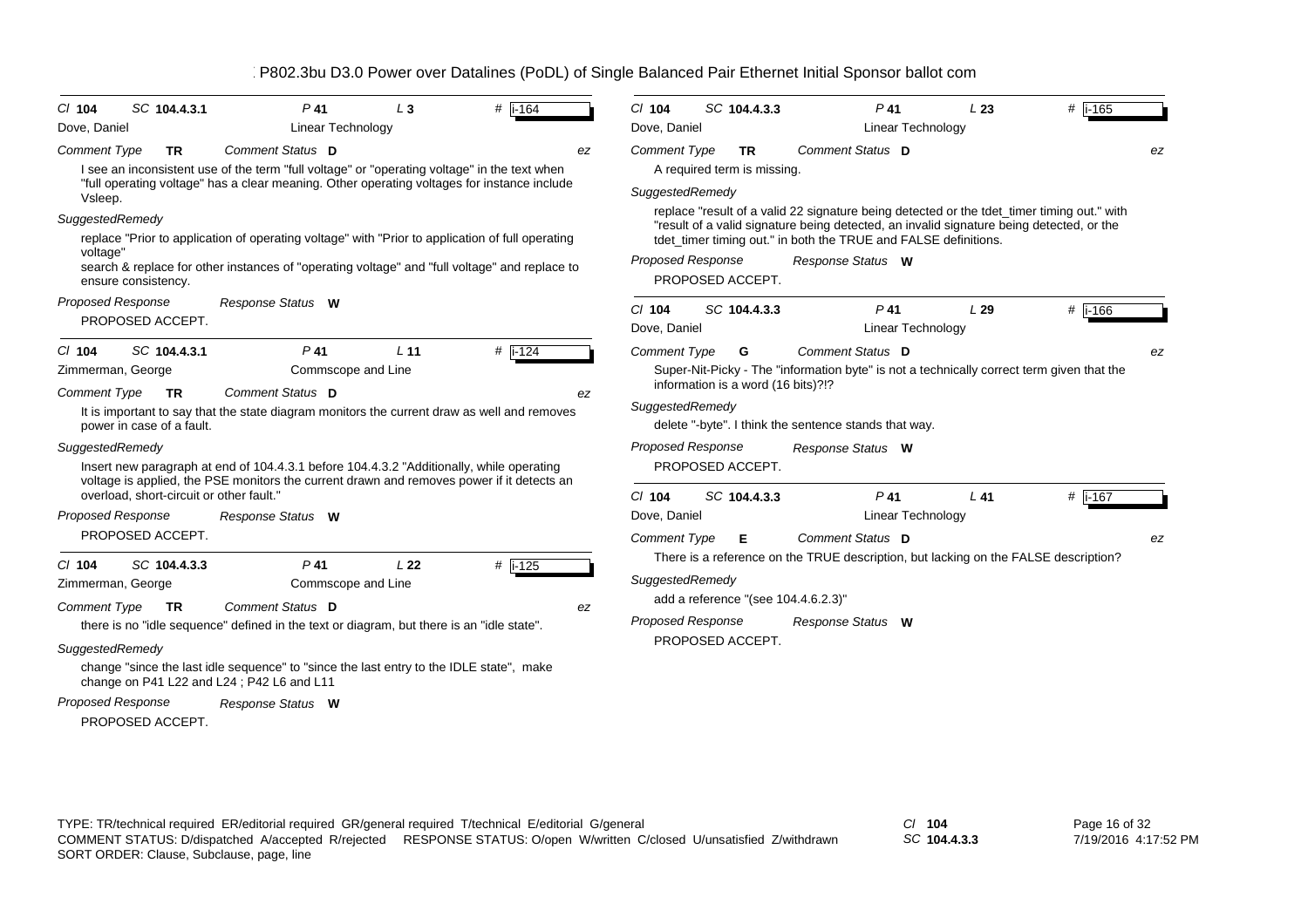P802.3bu D3.0 Power over Datalines (PoDL) of Single Balanced Pair Ethernet Initial Sponsor ballot com

---

**Cl** 104 **SC** 104.4.3.1 **P** 41 **L** 3 **#** i-164

Dove, Daniel — Linear Technology

*Comment Type* **TR** *Comment Status* **D** ez

I see an inconsistent use of the term "full voltage" or "operating voltage" in the text when "full operating voltage" has a clear meaning. Other operating voltages for instance include Vsleep.

*SuggestedRemedy*

replace "Prior to application of operating voltage" with "Prior to application of full operating voltage"
search & replace for other instances of "operating voltage" and "full voltage" and replace to ensure consistency.

*Proposed Response* *Response Status* **W**

PROPOSED ACCEPT.

---

**Cl** 104 **SC** 104.4.3.1 **P** 41 **L** 11 **#** i-124

Zimmerman, George — Commscope and Line

*Comment Type* **TR** *Comment Status* **D** ez

It is important to say that the state diagram monitors the current draw as well and removes power in case of a fault.

*SuggestedRemedy*

Insert new paragraph at end of 104.4.3.1 before 104.4.3.2 "Additionally, while operating voltage is applied, the PSE monitors the current drawn and removes power if it detects an overload, short-circuit or other fault."

*Proposed Response* *Response Status* **W**

PROPOSED ACCEPT.

---

**Cl** 104 **SC** 104.4.3.3 **P** 41 **L** 22 **#** i-125

Zimmerman, George — Commscope and Line

*Comment Type* **TR** *Comment Status* **D** ez

there is no "idle sequence" defined in the text or diagram, but there is an "idle state".

*SuggestedRemedy*

change "since the last idle sequence" to "since the last entry to the IDLE state", make change on P41 L22 and L24 ; P42 L6 and L11

*Proposed Response* *Response Status* **W**

PROPOSED ACCEPT.

---

**Cl** 104 **SC** 104.4.3.3 **P** 41 **L** 23 **#** i-165

Dove, Daniel — Linear Technology

*Comment Type* **TR** *Comment Status* **D** ez

A required term is missing.

*SuggestedRemedy*

replace "result of a valid 22 signature being detected or the tdet_timer timing out." with "result of a valid signature being detected, an invalid signature being detected, or the tdet_timer timing out." in both the TRUE and FALSE definitions.

*Proposed Response* *Response Status* **W**

PROPOSED ACCEPT.

---

**Cl** 104 **SC** 104.4.3.3 **P** 41 **L** 29 **#** i-166

Dove, Daniel — Linear Technology

*Comment Type* **G** *Comment Status* **D** ez

Super-Nit-Picky - The "information byte" is not a technically correct term given that the information is a word (16 bits)?!?

*SuggestedRemedy*

delete "-byte". I think the sentence stands that way.

*Proposed Response* *Response Status* **W**

PROPOSED ACCEPT.

---

**Cl** 104 **SC** 104.4.3.3 **P** 41 **L** 41 **#** i-167

Dove, Daniel — Linear Technology

*Comment Type* **E** *Comment Status* **D** ez

There is a reference on the TRUE description, but lacking on the FALSE description?

*SuggestedRemedy*

add a reference "(see 104.4.6.2.3)"

*Proposed Response* *Response Status* **W**

PROPOSED ACCEPT.

---

TYPE: TR/technical required ER/editorial required GR/general required T/technical E/editorial G/general
COMMENT STATUS: D/dispatched A/accepted R/rejected RESPONSE STATUS: O/open W/written C/closed U/unsatisfied Z/withdrawn
SORT ORDER: Clause, Subclause, page, line

Cl 104
SC 104.4.3.3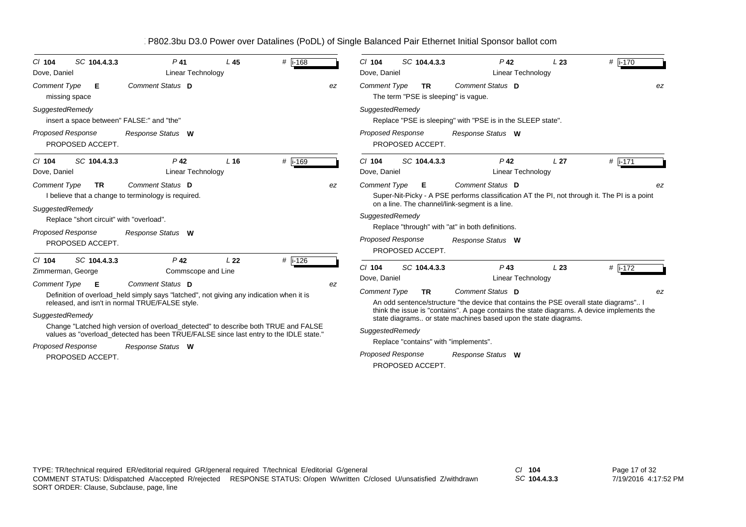| Cl | SC | P | L | # |
|---|---|---|---|---|
| 104 | 104.4.3.3 | 41 | 45 | i-168 |

Dove, Daniel — Linear Technology

*Comment Type* **E** *Comment Status* **D** *ez*

missing space

*SuggestedRemedy*

insert a space between" FALSE:" and "the"

*Proposed Response* *Response Status* **W**

PROPOSED ACCEPT.

---

| Cl | SC | P | L | # |
|---|---|---|---|---|
| 104 | 104.4.3.3 | 42 | 16 | i-169 |

Dove, Daniel — Linear Technology

*Comment Type* **TR** *Comment Status* **D** *ez*

I believe that a change to terminology is required.

*SuggestedRemedy*

Replace "short circuit" with "overload".

*Proposed Response* *Response Status* **W**

PROPOSED ACCEPT.

---

| Cl | SC | P | L | # |
|---|---|---|---|---|
| 104 | 104.4.3.3 | 42 | 22 | i-126 |

Zimmerman, George — Commscope and Line

*Comment Type* **E** *Comment Status* **D** *ez*

Definition of overload_held simply says "latched", not giving any indication when it is released, and isn't in normal TRUE/FALSE style.

*SuggestedRemedy*

Change "Latched high version of overload_detected" to describe both TRUE and FALSE values as "overload_detected has been TRUE/FALSE since last entry to the IDLE state."

*Proposed Response* *Response Status* **W**

PROPOSED ACCEPT.

---

| Cl | SC | P | L | # |
|---|---|---|---|---|
| 104 | 104.4.3.3 | 42 | 23 | i-170 |

Dove, Daniel — Linear Technology

*Comment Type* **TR** *Comment Status* **D** *ez*

The term "PSE is sleeping" is vague.

*SuggestedRemedy*

Replace "PSE is sleeping" with "PSE is in the SLEEP state".

*Proposed Response* *Response Status* **W**

PROPOSED ACCEPT.

---

| Cl | SC | P | L | # |
|---|---|---|---|---|
| 104 | 104.4.3.3 | 42 | 27 | i-171 |

Dove, Daniel — Linear Technology

*Comment Type* **E** *Comment Status* **D** *ez*

Super-Nit-Picky - A PSE performs classification AT the PI, not through it. The PI is a point on a line. The channel/link-segment is a line.

*SuggestedRemedy*

Replace "through" with "at" in both definitions.

*Proposed Response* *Response Status* **W**

PROPOSED ACCEPT.

---

| Cl | SC | P | L | # |
|---|---|---|---|---|
| 104 | 104.4.3.3 | 43 | 23 | i-172 |

Dove, Daniel — Linear Technology

*Comment Type* **TR** *Comment Status* **D** *ez*

An odd sentence/structure "the device that contains the PSE overall state diagrams".. I think the issue is "contains". A page contains the state diagrams. A device implements the state diagrams.. or state machines based upon the state diagrams.

*SuggestedRemedy*

Replace "contains" with "implements".

*Proposed Response* *Response Status* **W**

PROPOSED ACCEPT.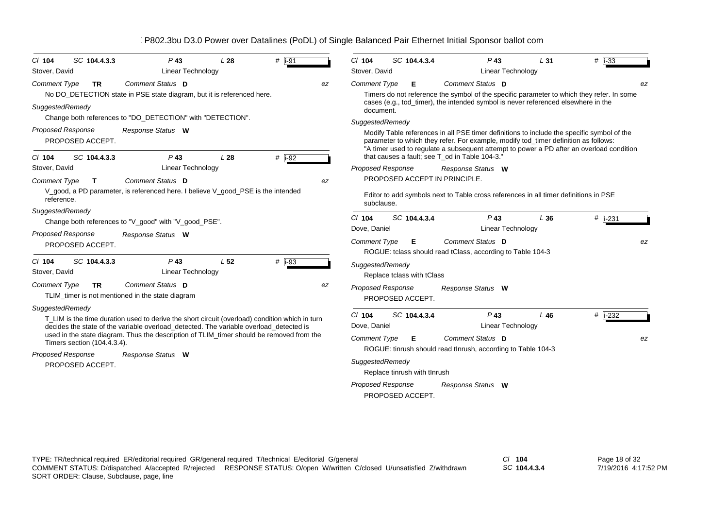Cl **104** SC **104.4.3.3** P **43** L **28** # **i-91**

Stover, David — Linear Technology

*Comment Type* **TR** *Comment Status* **D** — ez

No DO_DETECTION state in PSE state diagram, but it is referenced here.

*SuggestedRemedy*

Change both references to "DO_DETECTION" with "DETECTION".

*Proposed Response* *Response Status* **W**

PROPOSED ACCEPT.

---

Cl **104** SC **104.4.3.3** P **43** L **28** # **i-92**

Stover, David — Linear Technology

*Comment Type* **T** *Comment Status* **D** — ez

V_good, a PD parameter, is referenced here. I believe V_good_PSE is the intended reference.

*SuggestedRemedy*

Change both references to "V_good" with "V_good_PSE".

*Proposed Response* *Response Status* **W**

PROPOSED ACCEPT.

---

Cl **104** SC **104.4.3.3** P **43** L **52** # **i-93**

Stover, David — Linear Technology

*Comment Type* **TR** *Comment Status* **D** — ez

TLIM_timer is not mentioned in the state diagram

*SuggestedRemedy*

T_LIM is the time duration used to derive the short circuit (overload) condition which in turn decides the state of the variable overload_detected. The variable overload_detected is used in the state diagram. Thus the description of TLIM_timer should be removed from the Timers section (104.4.3.4).

*Proposed Response* *Response Status* **W**

PROPOSED ACCEPT.

---

Cl **104** SC **104.4.3.4** P **43** L **31** # **i-33**

Stover, David — Linear Technology

*Comment Type* **E** *Comment Status* **D** — ez

Timers do not reference the symbol of the specific parameter to which they refer. In some cases (e.g., tod_timer), the intended symbol is never referenced elsewhere in the document.

*SuggestedRemedy*

Modify Table references in all PSE timer definitions to include the specific symbol of the parameter to which they refer. For example, modify tod_timer definition as follows: "A timer used to regulate a subsequent attempt to power a PD after an overload condition that causes a fault; see T_od in Table 104-3."

*Proposed Response* *Response Status* **W**

PROPOSED ACCEPT IN PRINCIPLE.

Editor to add symbols next to Table cross references in all timer definitions in PSE subclause.

---

Cl **104** SC **104.4.3.4** P **43** L **36** # **i-231**

Dove, Daniel — Linear Technology

*Comment Type* **E** *Comment Status* **D** — ez

ROGUE: tclass should read tClass, according to Table 104-3

*SuggestedRemedy*

Replace tclass with tClass

*Proposed Response* *Response Status* **W**

PROPOSED ACCEPT.

---

Cl **104** SC **104.4.3.4** P **43** L **46** # **i-232**

Dove, Daniel — Linear Technology

*Comment Type* **E** *Comment Status* **D** — ez

ROGUE: tinrush should read tInrush, according to Table 104-3

*SuggestedRemedy*

Replace tinrush with tInrush

*Proposed Response* *Response Status* **W**

PROPOSED ACCEPT.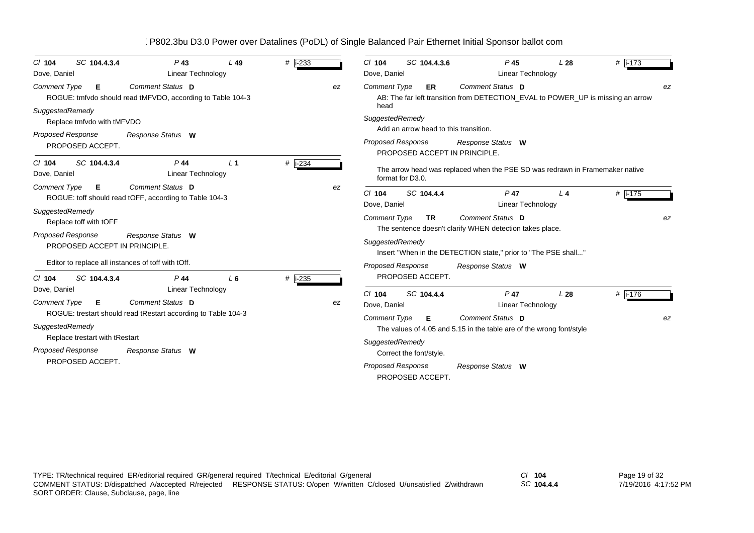# P802.3bu D3.0 Power over Datalines (PoDL) of Single Balanced Pair Ethernet Initial Sponsor ballot com

---

*Cl* **104** *SC* **104.4.3.4** *P* **43** *L* **49** # i-233

Dove, Daniel — Linear Technology

*Comment Type* **E** *Comment Status* **D** *ez*

ROGUE: tmfvdo should read tMFVDO, according to Table 104-3

*SuggestedRemedy*

Replace tmfvdo with tMFVDO

*Proposed Response* *Response Status* **W**

PROPOSED ACCEPT.

---

*Cl* **104** *SC* **104.4.3.4** *P* **44** *L* **1** # i-234

Dove, Daniel — Linear Technology

*Comment Type* **E** *Comment Status* **D** *ez*

ROGUE: toff should read tOFF, according to Table 104-3

*SuggestedRemedy*

Replace toff with tOFF

*Proposed Response* *Response Status* **W**

PROPOSED ACCEPT IN PRINCIPLE.

Editor to replace all instances of toff with tOff.

---

*Cl* **104** *SC* **104.4.3.4** *P* **44** *L* **6** # i-235

Dove, Daniel — Linear Technology

*Comment Type* **E** *Comment Status* **D** *ez*

ROGUE: trestart should read tRestart according to Table 104-3

*SuggestedRemedy*

Replace trestart with tRestart

*Proposed Response* *Response Status* **W**

PROPOSED ACCEPT.

---

*Cl* **104** *SC* **104.4.3.6** *P* **45** *L* **28** # i-173

Dove, Daniel — Linear Technology

*Comment Type* **ER** *Comment Status* **D** *ez*

AB: The far left transition from DETECTION_EVAL to POWER_UP is missing an arrow head

*SuggestedRemedy*

Add an arrow head to this transition.

*Proposed Response* *Response Status* **W**

PROPOSED ACCEPT IN PRINCIPLE.

The arrow head was replaced when the PSE SD was redrawn in Framemaker native format for D3.0.

---

*Cl* **104** *SC* **104.4.4** *P* **47** *L* **4** # i-175

Dove, Daniel — Linear Technology

*Comment Type* **TR** *Comment Status* **D** *ez*

The sentence doesn't clarify WHEN detection takes place.

*SuggestedRemedy*

Insert "When in the DETECTION state," prior to "The PSE shall..."

*Proposed Response* *Response Status* **W**

PROPOSED ACCEPT.

---

*Cl* **104** *SC* **104.4.4** *P* **47** *L* **28** # i-176

Dove, Daniel — Linear Technology

*Comment Type* **E** *Comment Status* **D** *ez*

The values of 4.05 and 5.15 in the table are of the wrong font/style

*SuggestedRemedy*

Correct the font/style.

*Proposed Response* *Response Status* **W**

PROPOSED ACCEPT.

---

TYPE: TR/technical required ER/editorial required GR/general required T/technical E/editorial G/general
COMMENT STATUS: D/dispatched A/accepted R/rejected RESPONSE STATUS: O/open W/written C/closed U/unsatisfied Z/withdrawn
SORT ORDER: Clause, Subclause, page, line

*Cl* **104** *SC* **104.4.4**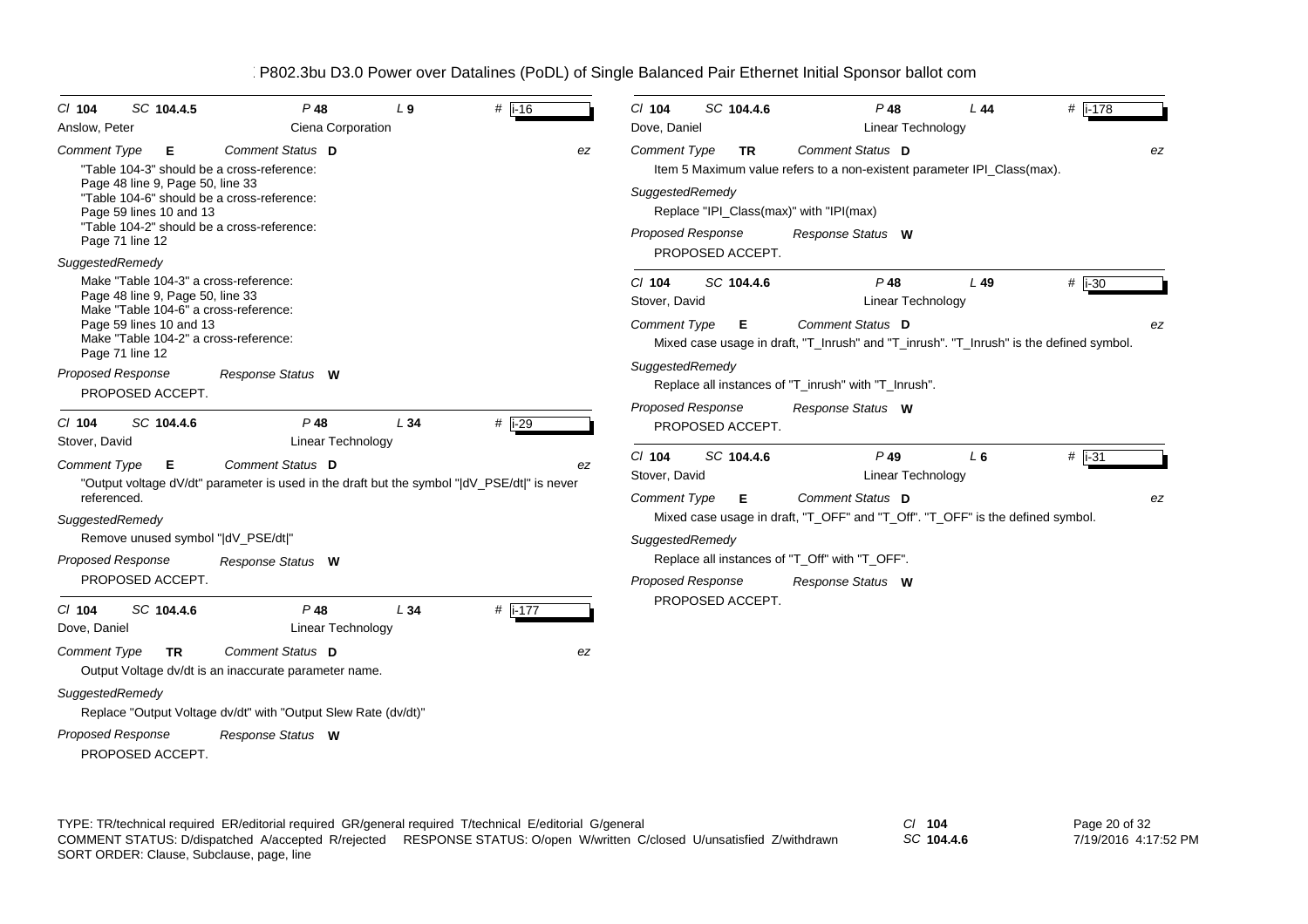P802.3bu D3.0 Power over Datalines (PoDL) of Single Balanced Pair Ethernet Initial Sponsor ballot com

---

Cl **104** SC **104.4.5** P **48** L **9** # i-16

Anslow, Peter — Ciena Corporation

*Comment Type* **E** *Comment Status* **D** *ez*

"Table 104-3" should be a cross-reference:
Page 48 line 9, Page 50, line 33
"Table 104-6" should be a cross-reference:
Page 59 lines 10 and 13
"Table 104-2" should be a cross-reference:
Page 71 line 12

*SuggestedRemedy*

Make "Table 104-3" a cross-reference:
Page 48 line 9, Page 50, line 33
Make "Table 104-6" a cross-reference:
Page 59 lines 10 and 13
Make "Table 104-2" a cross-reference:
Page 71 line 12

*Proposed Response* *Response Status* **W**

PROPOSED ACCEPT.

---

Cl **104** SC **104.4.6** P **48** L **34** # i-29

Stover, David — Linear Technology

*Comment Type* **E** *Comment Status* **D** *ez*

"Output voltage dV/dt" parameter is used in the draft but the symbol "|dV_PSE/dt|" is never referenced.

*SuggestedRemedy*

Remove unused symbol "|dV_PSE/dt|"

*Proposed Response* *Response Status* **W**

PROPOSED ACCEPT.

---

Cl **104** SC **104.4.6** P **48** L **34** # i-177

Dove, Daniel — Linear Technology

*Comment Type* **TR** *Comment Status* **D** *ez*

Output Voltage dv/dt is an inaccurate parameter name.

*SuggestedRemedy*

Replace "Output Voltage dv/dt" with "Output Slew Rate (dv/dt)"

*Proposed Response* *Response Status* **W**

PROPOSED ACCEPT.

---

Cl **104** SC **104.4.6** P **48** L **44** # i-178

Dove, Daniel — Linear Technology

*Comment Type* **TR** *Comment Status* **D** *ez*

Item 5 Maximum value refers to a non-existent parameter IPI_Class(max).

*SuggestedRemedy*

Replace "IPI_Class(max)" with "IPI(max)

*Proposed Response* *Response Status* **W**

PROPOSED ACCEPT.

---

Cl **104** SC **104.4.6** P **48** L **49** # i-30

Stover, David — Linear Technology

*Comment Type* **E** *Comment Status* **D** *ez*

Mixed case usage in draft, "T_Inrush" and "T_inrush". "T_Inrush" is the defined symbol.

*SuggestedRemedy*

Replace all instances of "T_inrush" with "T_Inrush".

*Proposed Response* *Response Status* **W**

PROPOSED ACCEPT.

---

Cl **104** SC **104.4.6** P **49** L **6** # i-31

Stover, David — Linear Technology

*Comment Type* **E** *Comment Status* **D** *ez*

Mixed case usage in draft, "T_OFF" and "T_Off". "T_OFF" is the defined symbol.

*SuggestedRemedy*

Replace all instances of "T_Off" with "T_OFF".

*Proposed Response* *Response Status* **W**

PROPOSED ACCEPT.

---

TYPE: TR/technical required ER/editorial required GR/general required T/technical E/editorial G/general
COMMENT STATUS: D/dispatched A/accepted R/rejected RESPONSE STATUS: O/open W/written C/closed U/unsatisfied Z/withdrawn
SORT ORDER: Clause, Subclause, page, line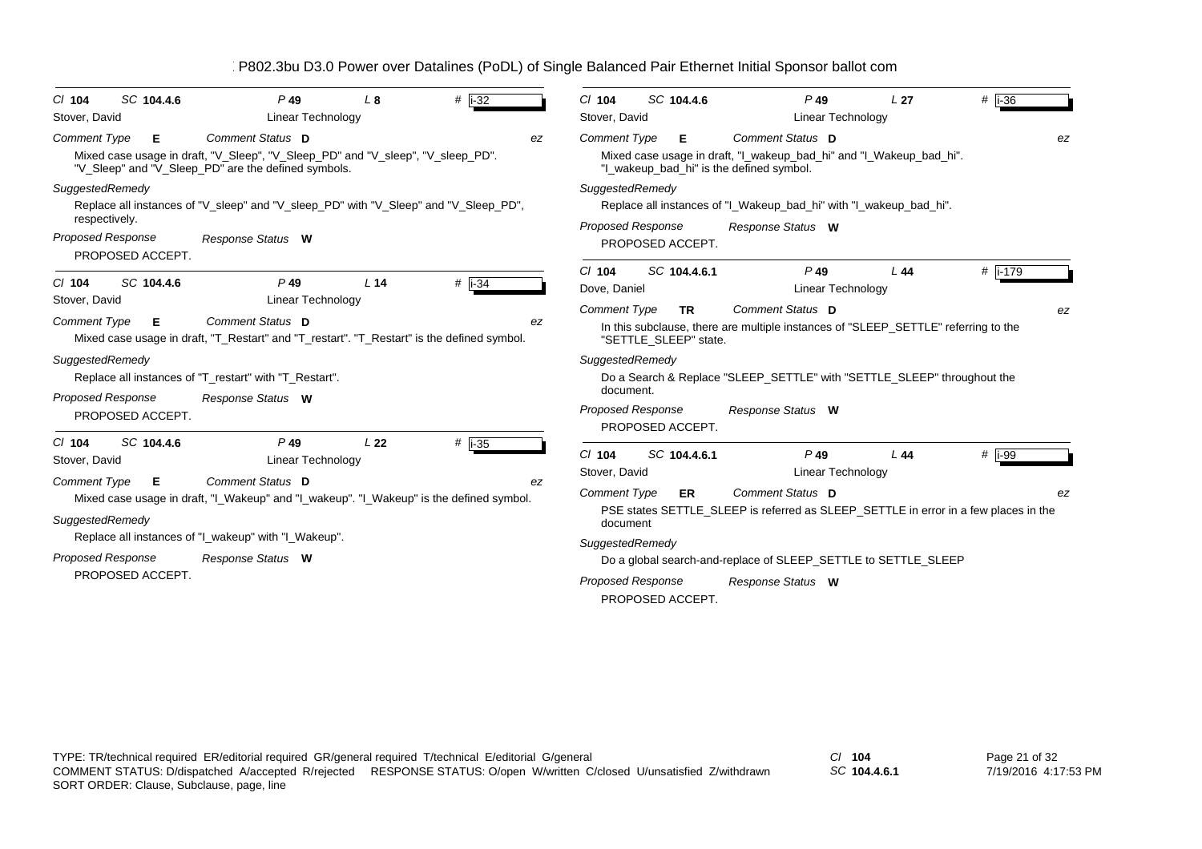| Cl | SC | P | L | # |
|---|---|---|---|---|
| 104 | 104.4.6 | 49 | 8 | i-32 |

Stover, David — Linear Technology

*Comment Type* **E** *Comment Status* **D** *ez*

Mixed case usage in draft, "V_Sleep", "V_Sleep_PD" and "V_sleep", "V_sleep_PD". "V_Sleep" and "V_Sleep_PD" are the defined symbols.

*SuggestedRemedy*

Replace all instances of "V_sleep" and "V_sleep_PD" with "V_Sleep" and "V_Sleep_PD", respectively.

*Proposed Response* *Response Status* **W**

PROPOSED ACCEPT.

---

| Cl | SC | P | L | # |
|---|---|---|---|---|
| 104 | 104.4.6 | 49 | 14 | i-34 |

Stover, David — Linear Technology

*Comment Type* **E** *Comment Status* **D** *ez*

Mixed case usage in draft, "T_Restart" and "T_restart". "T_Restart" is the defined symbol.

*SuggestedRemedy*

Replace all instances of "T_restart" with "T_Restart".

*Proposed Response* *Response Status* **W**

PROPOSED ACCEPT.

---

| Cl | SC | P | L | # |
|---|---|---|---|---|
| 104 | 104.4.6 | 49 | 22 | i-35 |

Stover, David — Linear Technology

*Comment Type* **E** *Comment Status* **D** *ez*

Mixed case usage in draft, "I_Wakeup" and "I_wakeup". "I_Wakeup" is the defined symbol.

*SuggestedRemedy*

Replace all instances of "I_wakeup" with "I_Wakeup".

*Proposed Response* *Response Status* **W**

PROPOSED ACCEPT.

---

| Cl | SC | P | L | # |
|---|---|---|---|---|
| 104 | 104.4.6 | 49 | 27 | i-36 |

Stover, David — Linear Technology

*Comment Type* **E** *Comment Status* **D** *ez*

Mixed case usage in draft, "I_wakeup_bad_hi" and "I_Wakeup_bad_hi". "I_wakeup_bad_hi" is the defined symbol.

*SuggestedRemedy*

Replace all instances of "I_Wakeup_bad_hi" with "I_wakeup_bad_hi".

*Proposed Response* *Response Status* **W**

PROPOSED ACCEPT.

---

| Cl | SC | P | L | # |
|---|---|---|---|---|
| 104 | 104.4.6.1 | 49 | 44 | i-179 |

Dove, Daniel — Linear Technology

*Comment Type* **TR** *Comment Status* **D** *ez*

In this subclause, there are multiple instances of "SLEEP_SETTLE" referring to the "SETTLE_SLEEP" state.

*SuggestedRemedy*

Do a Search & Replace "SLEEP_SETTLE" with "SETTLE_SLEEP" throughout the document.

*Proposed Response* *Response Status* **W**

PROPOSED ACCEPT.

---

| Cl | SC | P | L | # |
|---|---|---|---|---|
| 104 | 104.4.6.1 | 49 | 44 | i-99 |

Stover, David — Linear Technology

*Comment Type* **ER** *Comment Status* **D** *ez*

PSE states SETTLE_SLEEP is referred as SLEEP_SETTLE in error in a few places in the document

*SuggestedRemedy*

Do a global search-and-replace of SLEEP_SETTLE to SETTLE_SLEEP

*Proposed Response* *Response Status* **W**

PROPOSED ACCEPT.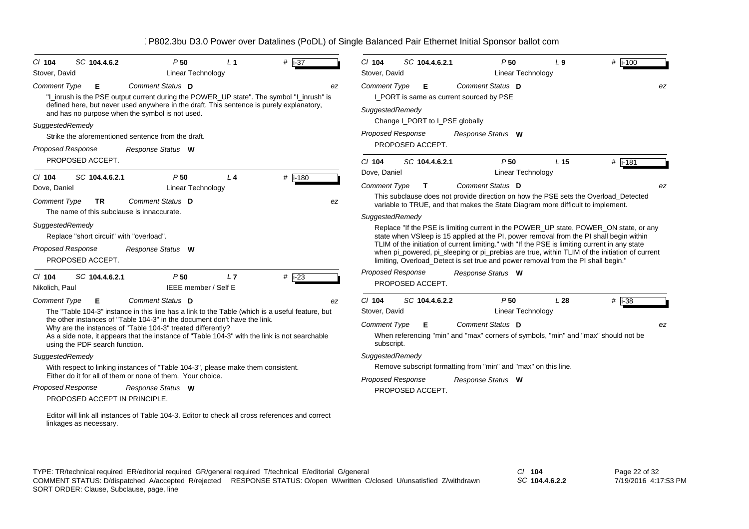P802.3bu D3.0 Power over Datalines (PoDL) of Single Balanced Pair Ethernet Initial Sponsor ballot com

---

Cl **104** SC **104.4.6.2** P **50** L **1** # **i-37**

Stover, David — Linear Technology

*Comment Type* **E** *Comment Status* **D** *ez*

"I_inrush is the PSE output current during the POWER_UP state". The symbol "I_inrush" is defined here, but never used anywhere in the draft. This sentence is purely explanatory, and has no purpose when the symbol is not used.

*SuggestedRemedy*

Strike the aforementioned sentence from the draft.

*Proposed Response* *Response Status* **W**

PROPOSED ACCEPT.

---

Cl **104** SC **104.4.6.2.1** P **50** L **4** # **i-180**

Dove, Daniel — Linear Technology

*Comment Type* **TR** *Comment Status* **D** *ez*

The name of this subclause is innaccurate.

*SuggestedRemedy*

Replace "short circuit" with "overload".

*Proposed Response* *Response Status* **W**

PROPOSED ACCEPT.

---

Cl **104** SC **104.4.6.2.1** P **50** L **7** # **i-23**

Nikolich, Paul — IEEE member / Self E

*Comment Type* **E** *Comment Status* **D** *ez*

The "Table 104-3" instance in this line has a link to the Table (which is a useful feature, but the other instances of "Table 104-3" in the document don't have the link.
Why are the instances of "Table 104-3" treated differently?
As a side note, it appears that the instance of "Table 104-3" with the link is not searchable using the PDF search function.

*SuggestedRemedy*

With respect to linking instances of "Table 104-3", please make them consistent.
Either do it for all of them or none of them. Your choice.

*Proposed Response* *Response Status* **W**

PROPOSED ACCEPT IN PRINCIPLE.

Editor will link all instances of Table 104-3. Editor to check all cross references and correct linkages as necessary.

---

Cl **104** SC **104.4.6.2.1** P **50** L **9** # **i-100**

Stover, David — Linear Technology

*Comment Type* **E** *Comment Status* **D** *ez*

I_PORT is same as current sourced by PSE

*SuggestedRemedy*

Change I_PORT to I_PSE globally

*Proposed Response* *Response Status* **W**

PROPOSED ACCEPT.

---

Cl **104** SC **104.4.6.2.1** P **50** L **15** # **i-181**

Dove, Daniel — Linear Technology

*Comment Type* **T** *Comment Status* **D** *ez*

This subclause does not provide direction on how the PSE sets the Overload_Detected variable to TRUE, and that makes the State Diagram more difficult to implement.

*SuggestedRemedy*

Replace "If the PSE is limiting current in the POWER_UP state, POWER_ON state, or any state when VSleep is 15 applied at the PI, power removal from the PI shall begin within TLIM of the initiation of current limiting." with "If the PSE is limiting current in any state when pi_powered, pi_sleeping or pi_prebias are true, within TLIM of the initiation of current limiting, Overload_Detect is set true and power removal from the PI shall begin."

*Proposed Response* *Response Status* **W**

PROPOSED ACCEPT.

---

Cl **104** SC **104.4.6.2.2** P **50** L **28** # **i-38**

Stover, David — Linear Technology

*Comment Type* **E** *Comment Status* **D** *ez*

When referencing "min" and "max" corners of symbols, "min" and "max" should not be subscript.

*SuggestedRemedy*

Remove subscript formatting from "min" and "max" on this line.

*Proposed Response* *Response Status* **W**

PROPOSED ACCEPT.

---

TYPE: TR/technical required ER/editorial required GR/general required T/technical E/editorial G/general
COMMENT STATUS: D/dispatched A/accepted R/rejected RESPONSE STATUS: O/open W/written C/closed U/unsatisfied Z/withdrawn
SORT ORDER: Clause, Subclause, page, line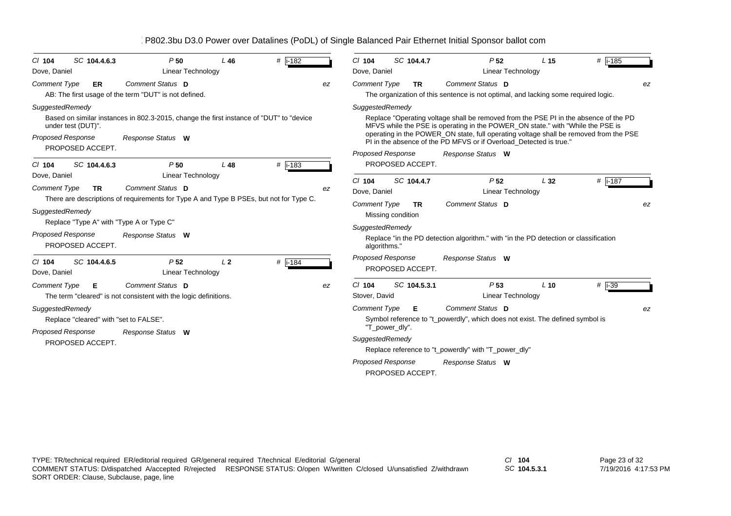# P802.3bu D3.0 Power over Datalines (PoDL) of Single Balanced Pair Ethernet Initial Sponsor ballot com

---

**Cl** 104 **SC** 104.4.6.3 **P** 50 **L** 46 **#** i-182

Dove, Daniel — Linear Technology

*Comment Type* **ER** *Comment Status* **D** *ez*

AB: The first usage of the term "DUT" is not defined.

*SuggestedRemedy*

Based on similar instances in 802.3-2015, change the first instance of "DUT" to "device under test (DUT)".

*Proposed Response* *Response Status* **W**

PROPOSED ACCEPT.

---

**Cl** 104 **SC** 104.4.6.3 **P** 50 **L** 48 **#** i-183

Dove, Daniel — Linear Technology

*Comment Type* **TR** *Comment Status* **D** *ez*

There are descriptions of requirements for Type A and Type B PSEs, but not for Type C.

*SuggestedRemedy*

Replace "Type A" with "Type A or Type C"

*Proposed Response* *Response Status* **W**

PROPOSED ACCEPT.

---

**Cl** 104 **SC** 104.4.6.5 **P** 52 **L** 2 **#** i-184

Dove, Daniel — Linear Technology

*Comment Type* **E** *Comment Status* **D** *ez*

The term "cleared" is not consistent with the logic definitions.

*SuggestedRemedy*

Replace "cleared" with "set to FALSE".

*Proposed Response* *Response Status* **W**

PROPOSED ACCEPT.

---

**Cl** 104 **SC** 104.4.7 **P** 52 **L** 15 **#** i-185

Dove, Daniel — Linear Technology

*Comment Type* **TR** *Comment Status* **D** *ez*

The organization of this sentence is not optimal, and lacking some required logic.

*SuggestedRemedy*

Replace "Operating voltage shall be removed from the PSE PI in the absence of the PD MFVS while the PSE is operating in the POWER_ON state." with "While the PSE is operating in the POWER_ON state, full operating voltage shall be removed from the PSE PI in the absence of the PD MFVS or if Overload_Detected is true."

*Proposed Response* *Response Status* **W**

PROPOSED ACCEPT.

---

**Cl** 104 **SC** 104.4.7 **P** 52 **L** 32 **#** i-187

Dove, Daniel — Linear Technology

*Comment Type* **TR** *Comment Status* **D** *ez*

Missing condition

*SuggestedRemedy*

Replace "in the PD detection algorithm." with "in the PD detection or classification algorithms."

*Proposed Response* *Response Status* **W**

PROPOSED ACCEPT.

---

**Cl** 104 **SC** 104.5.3.1 **P** 53 **L** 10 **#** i-39

Stover, David — Linear Technology

*Comment Type* **E** *Comment Status* **D** *ez*

Symbol reference to "t_powerdly", which does not exist. The defined symbol is "T_power_dly".

*SuggestedRemedy*

Replace reference to "t_powerdly" with "T_power_dly"

*Proposed Response* *Response Status* **W**

PROPOSED ACCEPT.

---

TYPE: TR/technical required ER/editorial required GR/general required T/technical E/editorial G/general
COMMENT STATUS: D/dispatched A/accepted R/rejected RESPONSE STATUS: O/open W/written C/closed U/unsatisfied Z/withdrawn
SORT ORDER: Clause, Subclause, page, line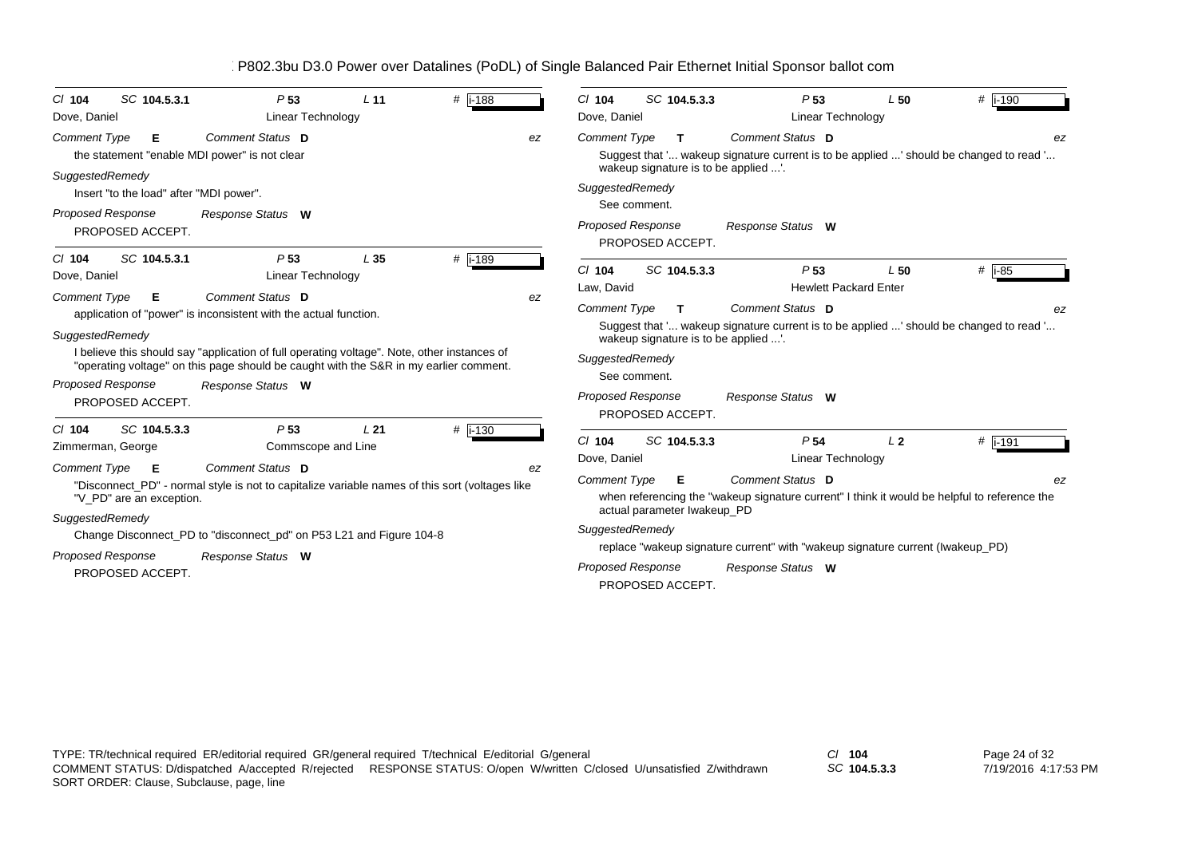| | | | | |
|---|---|---|---|---|
| Cl **104** | SC **104.5.3.1** | P **53** | L **11** | # i-188 |
| Dove, Daniel | | Linear Technology | | |
| *Comment Type* **E** | *Comment Status* **D** | | | *ez* |

the statement "enable MDI power" is not clear

*SuggestedRemedy*

Insert "to the load" after "MDI power".

*Proposed Response* *Response Status* **W**

PROPOSED ACCEPT.

---

| | | | | |
|---|---|---|---|---|
| Cl **104** | SC **104.5.3.1** | P **53** | L **35** | # i-189 |
| Dove, Daniel | | Linear Technology | | |
| *Comment Type* **E** | *Comment Status* **D** | | | *ez* |

application of "power" is inconsistent with the actual function.

*SuggestedRemedy*

I believe this should say "application of full operating voltage". Note, other instances of "operating voltage" on this page should be caught with the S&R in my earlier comment.

*Proposed Response* *Response Status* **W**

PROPOSED ACCEPT.

---

| | | | | |
|---|---|---|---|---|
| Cl **104** | SC **104.5.3.3** | P **53** | L **21** | # i-130 |
| Zimmerman, George | | Commscope and Line | | |
| *Comment Type* **E** | *Comment Status* **D** | | | *ez* |

"Disconnect_PD" - normal style is not to capitalize variable names of this sort (voltages like "V_PD" are an exception.

*SuggestedRemedy*

Change Disconnect_PD to "disconnect_pd" on P53 L21 and Figure 104-8

*Proposed Response* *Response Status* **W**

PROPOSED ACCEPT.

---

| | | | | |
|---|---|---|---|---|
| Cl **104** | SC **104.5.3.3** | P **53** | L **50** | # i-190 |
| Dove, Daniel | | Linear Technology | | |
| *Comment Type* **T** | *Comment Status* **D** | | | *ez* |

Suggest that '... wakeup signature current is to be applied ...' should be changed to read '... wakeup signature is to be applied ...'.

*SuggestedRemedy*

See comment.

*Proposed Response* *Response Status* **W**

PROPOSED ACCEPT.

---

| | | | | |
|---|---|---|---|---|
| Cl **104** | SC **104.5.3.3** | P **53** | L **50** | # i-85 |
| Law, David | | Hewlett Packard Enter | | |
| *Comment Type* **T** | *Comment Status* **D** | | | *ez* |

Suggest that '... wakeup signature current is to be applied ...' should be changed to read '... wakeup signature is to be applied ...'.

*SuggestedRemedy*

See comment.

*Proposed Response* *Response Status* **W**

PROPOSED ACCEPT.

---

| | | | | |
|---|---|---|---|---|
| Cl **104** | SC **104.5.3.3** | P **54** | L **2** | # i-191 |
| Dove, Daniel | | Linear Technology | | |
| *Comment Type* **E** | *Comment Status* **D** | | | *ez* |

when referencing the "wakeup signature current" I think it would be helpful to reference the actual parameter Iwakeup_PD

*SuggestedRemedy*

replace "wakeup signature current" with "wakeup signature current (Iwakeup_PD)

*Proposed Response* *Response Status* **W**

PROPOSED ACCEPT.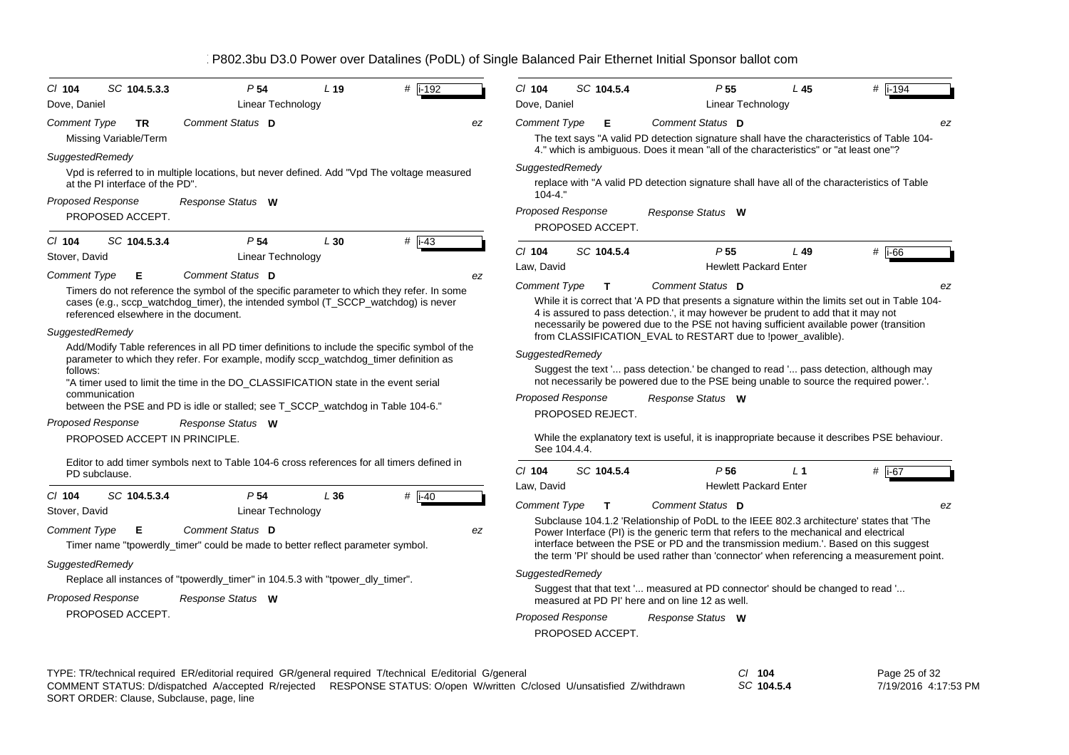*Cl* **104** *SC* **104.5.3.3** *P* **54** *L* **19** # **i-192**

Dove, Daniel — Linear Technology

*Comment Type* **TR** *Comment Status* **D** *ez*

Missing Variable/Term

*SuggestedRemedy*

Vpd is referred to in multiple locations, but never defined. Add "Vpd The voltage measured at the PI interface of the PD".

*Proposed Response* *Response Status* **W**

PROPOSED ACCEPT.

---

*Cl* **104** *SC* **104.5.3.4** *P* **54** *L* **30** # **i-43**

Stover, David — Linear Technology

*Comment Type* **E** *Comment Status* **D** *ez*

Timers do not reference the symbol of the specific parameter to which they refer. In some cases (e.g., sccp_watchdog_timer), the intended symbol (T_SCCP_watchdog) is never referenced elsewhere in the document.

*SuggestedRemedy*

Add/Modify Table references in all PD timer definitions to include the specific symbol of the parameter to which they refer. For example, modify sccp_watchdog_timer definition as follows:
"A timer used to limit the time in the DO_CLASSIFICATION state in the event serial communication
between the PSE and PD is idle or stalled; see T_SCCP_watchdog in Table 104-6."

*Proposed Response* *Response Status* **W**

PROPOSED ACCEPT IN PRINCIPLE.

Editor to add timer symbols next to Table 104-6 cross references for all timers defined in PD subclause.

---

*Cl* **104** *SC* **104.5.3.4** *P* **54** *L* **36** # **i-40**

Stover, David — Linear Technology

*Comment Type* **E** *Comment Status* **D** *ez*

Timer name "tpowerdly_timer" could be made to better reflect parameter symbol.

*SuggestedRemedy*

Replace all instances of "tpowerdly_timer" in 104.5.3 with "tpower_dly_timer".

*Proposed Response* *Response Status* **W**

PROPOSED ACCEPT.

---

*Cl* **104** *SC* **104.5.4** *P* **55** *L* **45** # **i-194**

Dove, Daniel — Linear Technology

*Comment Type* **E** *Comment Status* **D** *ez*

The text says "A valid PD detection signature shall have the characteristics of Table 104-4." which is ambiguous. Does it mean "all of the characteristics" or "at least one"?

*SuggestedRemedy*

replace with "A valid PD detection signature shall have all of the characteristics of Table 104-4."

*Proposed Response* *Response Status* **W**

PROPOSED ACCEPT.

---

*Cl* **104** *SC* **104.5.4** *P* **55** *L* **49** # **i-66**

Law, David — Hewlett Packard Enter

*Comment Type* **T** *Comment Status* **D** *ez*

While it is correct that 'A PD that presents a signature within the limits set out in Table 104-4 is assured to pass detection.', it may however be prudent to add that it may not necessarily be powered due to the PSE not having sufficient available power (transition from CLASSIFICATION_EVAL to RESTART due to !power_avalible).

*SuggestedRemedy*

Suggest the text '... pass detection.' be changed to read '... pass detection, although may not necessarily be powered due to the PSE being unable to source the required power.'.

*Proposed Response* *Response Status* **W**

PROPOSED REJECT.

While the explanatory text is useful, it is inappropriate because it describes PSE behaviour. See 104.4.4.

---

*Cl* **104** *SC* **104.5.4** *P* **56** *L* **1** # **i-67**

Law, David — Hewlett Packard Enter

*Comment Type* **T** *Comment Status* **D** *ez*

Subclause 104.1.2 'Relationship of PoDL to the IEEE 802.3 architecture' states that 'The Power Interface (PI) is the generic term that refers to the mechanical and electrical interface between the PSE or PD and the transmission medium.'. Based on this suggest the term 'PI' should be used rather than 'connector' when referencing a measurement point.

*SuggestedRemedy*

Suggest that that text '... measured at PD connector' should be changed to read '... measured at PD PI' here and on line 12 as well.

*Proposed Response* *Response Status* **W**

PROPOSED ACCEPT.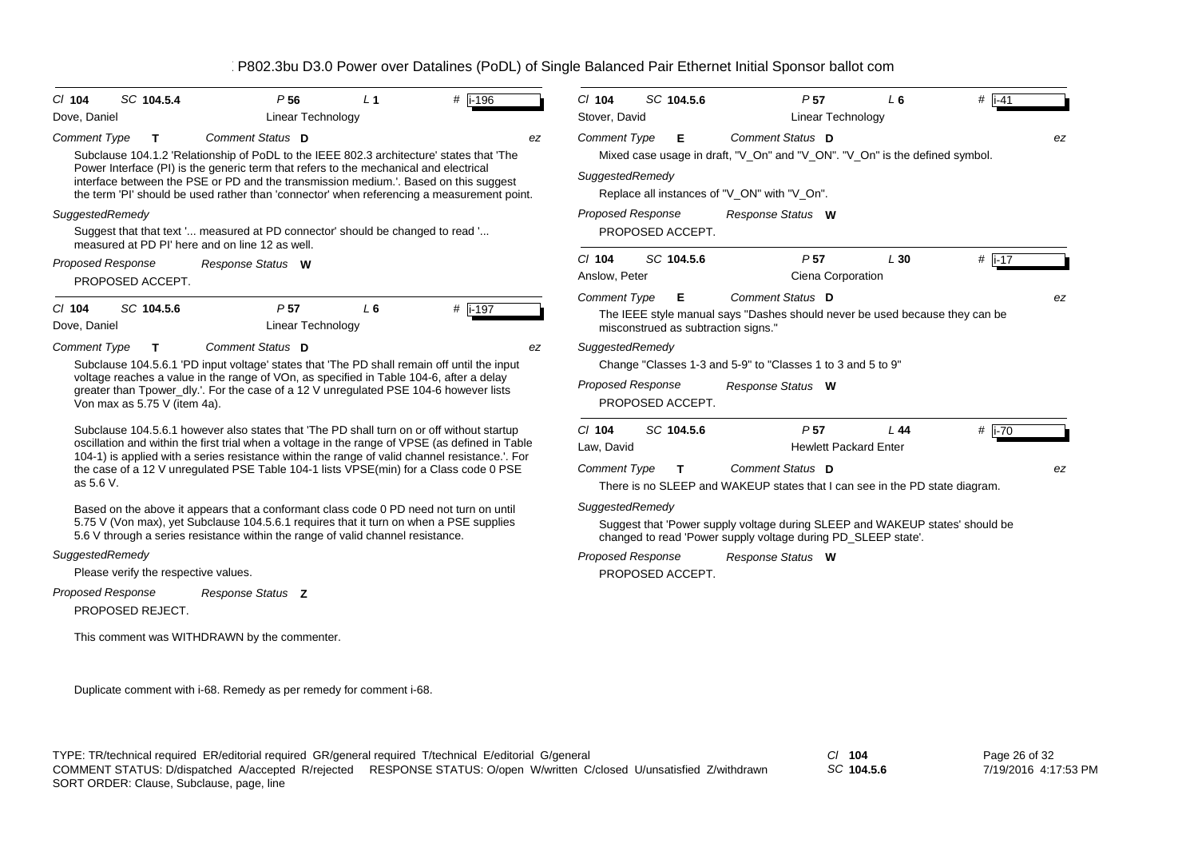P802.3bu D3.0 Power over Datalines (PoDL) of Single Balanced Pair Ethernet Initial Sponsor ballot com

---

**Cl** 104 **SC** 104.5.4 **P** 56 **L** 1 **#** i-196

Dove, Daniel — Linear Technology

*Comment Type* **T** — *Comment Status* **D** — ez

Subclause 104.1.2 'Relationship of PoDL to the IEEE 802.3 architecture' states that 'The Power Interface (PI) is the generic term that refers to the mechanical and electrical interface between the PSE or PD and the transmission medium.'. Based on this suggest the term 'PI' should be used rather than 'connector' when referencing a measurement point.

*SuggestedRemedy*

Suggest that that text '... measured at PD connector' should be changed to read '... measured at PD PI' here and on line 12 as well.

*Proposed Response* — *Response Status* **W**

PROPOSED ACCEPT.

---

**Cl** 104 **SC** 104.5.6 **P** 57 **L** 6 **#** i-197

Dove, Daniel — Linear Technology

*Comment Type* **T** — *Comment Status* **D** — ez

Subclause 104.5.6.1 'PD input voltage' states that 'The PD shall remain off until the input voltage reaches a value in the range of VOn, as specified in Table 104-6, after a delay greater than Tpower_dly.'. For the case of a 12 V unregulated PSE 104-6 however lists Von max as 5.75 V (item 4a).

Subclause 104.5.6.1 however also states that 'The PD shall turn on or off without startup oscillation and within the first trial when a voltage in the range of VPSE (as defined in Table 104-1) is applied with a series resistance within the range of valid channel resistance.'. For the case of a 12 V unregulated PSE Table 104-1 lists VPSE(min) for a Class code 0 PSE as 5.6 V.

Based on the above it appears that a conformant class code 0 PD need not turn on until 5.75 V (Von max), yet Subclause 104.5.6.1 requires that it turn on when a PSE supplies 5.6 V through a series resistance within the range of valid channel resistance.

*SuggestedRemedy*

Please verify the respective values.

*Proposed Response* — *Response Status* **Z**

PROPOSED REJECT.

This comment was WITHDRAWN by the commenter.

Duplicate comment with i-68. Remedy as per remedy for comment i-68.

---

**Cl** 104 **SC** 104.5.6 **P** 57 **L** 6 **#** i-41

Stover, David — Linear Technology

*Comment Type* **E** — *Comment Status* **D** — ez

Mixed case usage in draft, "V_On" and "V_ON". "V_On" is the defined symbol.

*SuggestedRemedy*

Replace all instances of "V_ON" with "V_On".

*Proposed Response* — *Response Status* **W**

PROPOSED ACCEPT.

---

**Cl** 104 **SC** 104.5.6 **P** 57 **L** 30 **#** i-17

Anslow, Peter — Ciena Corporation

*Comment Type* **E** — *Comment Status* **D** — ez

The IEEE style manual says "Dashes should never be used because they can be misconstrued as subtraction signs."

*SuggestedRemedy*

Change "Classes 1-3 and 5-9" to "Classes 1 to 3 and 5 to 9"

*Proposed Response* — *Response Status* **W**

PROPOSED ACCEPT.

---

**Cl** 104 **SC** 104.5.6 **P** 57 **L** 44 **#** i-70

Law, David — Hewlett Packard Enter

*Comment Type* **T** — *Comment Status* **D** — ez

There is no SLEEP and WAKEUP states that I can see in the PD state diagram.

*SuggestedRemedy*

Suggest that 'Power supply voltage during SLEEP and WAKEUP states' should be changed to read 'Power supply voltage during PD_SLEEP state'.

*Proposed Response* — *Response Status* **W**

PROPOSED ACCEPT.

---

TYPE: TR/technical required ER/editorial required GR/general required T/technical E/editorial G/general
COMMENT STATUS: D/dispatched A/accepted R/rejected RESPONSE STATUS: O/open W/written C/closed U/unsatisfied Z/withdrawn
SORT ORDER: Clause, Subclause, page, line

Cl 104
SC 104.5.6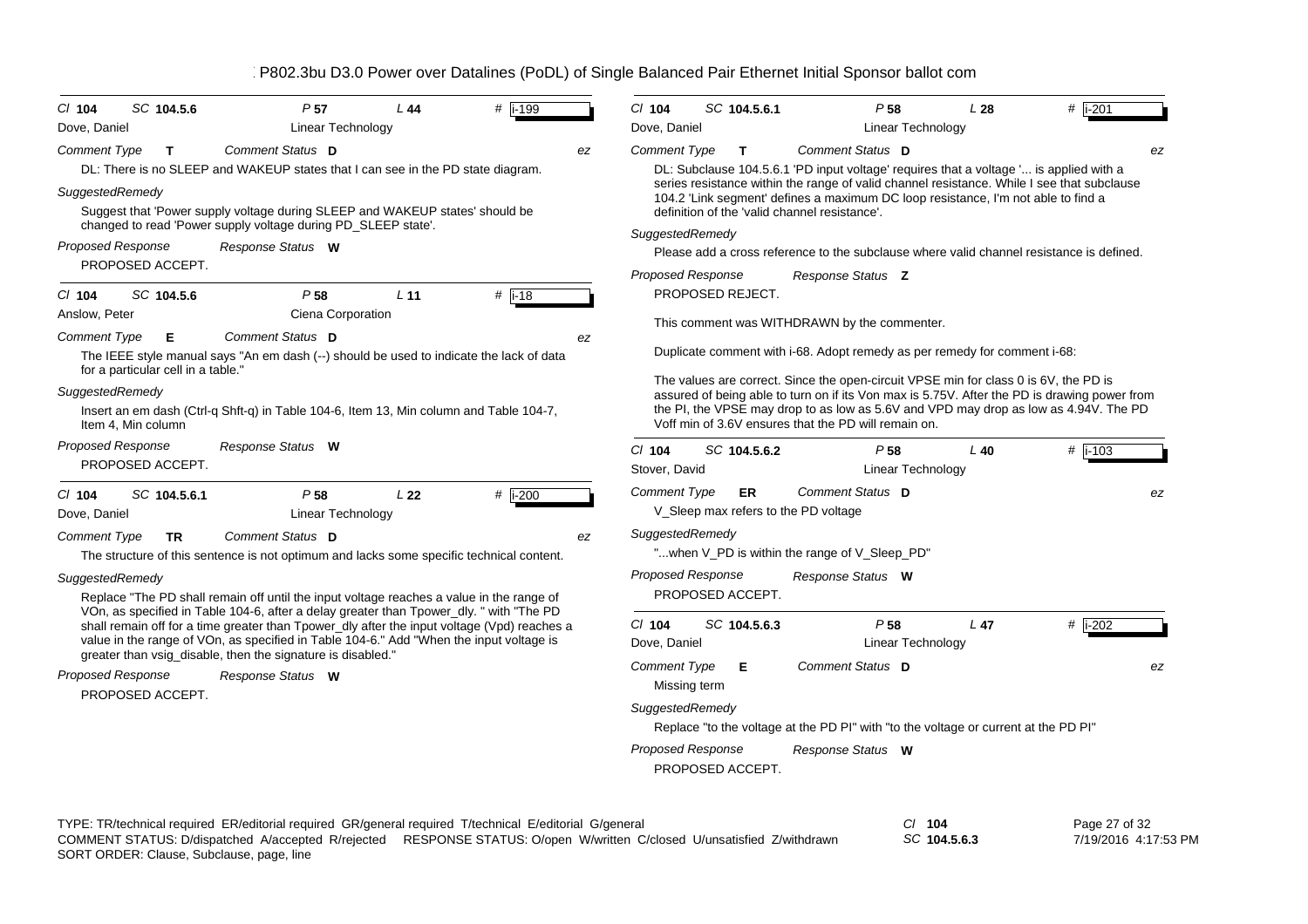| Cl 104 | SC 104.5.6 | P 57 | L 44 | # i-199 |
|---|---|---|---|---|
| Dove, Daniel | | Linear Technology | | |

*Comment Type* **T** *Comment Status* **D** ez

DL: There is no SLEEP and WAKEUP states that I can see in the PD state diagram.

*SuggestedRemedy*

Suggest that 'Power supply voltage during SLEEP and WAKEUP states' should be changed to read 'Power supply voltage during PD_SLEEP state'.

*Proposed Response* *Response Status* **W**

PROPOSED ACCEPT.

---

| Cl 104 | SC 104.5.6 | P 58 | L 11 | # i-18 |
|---|---|---|---|---|
| Anslow, Peter | | Ciena Corporation | | |

*Comment Type* **E** *Comment Status* **D** ez

The IEEE style manual says "An em dash (--) should be used to indicate the lack of data for a particular cell in a table."

*SuggestedRemedy*

Insert an em dash (Ctrl-q Shft-q) in Table 104-6, Item 13, Min column and Table 104-7, Item 4, Min column

*Proposed Response* *Response Status* **W**

PROPOSED ACCEPT.

---

| Cl 104 | SC 104.5.6.1 | P 58 | L 22 | # i-200 |
|---|---|---|---|---|
| Dove, Daniel | | Linear Technology | | |

*Comment Type* **TR** *Comment Status* **D** ez

The structure of this sentence is not optimum and lacks some specific technical content.

*SuggestedRemedy*

Replace "The PD shall remain off until the input voltage reaches a value in the range of VOn, as specified in Table 104-6, after a delay greater than Tpower_dly. " with "The PD shall remain off for a time greater than Tpower_dly after the input voltage (Vpd) reaches a value in the range of VOn, as specified in Table 104-6." Add "When the input voltage is greater than vsig_disable, then the signature is disabled."

*Proposed Response* *Response Status* **W**

PROPOSED ACCEPT.

---

| Cl 104 | SC 104.5.6.1 | P 58 | L 28 | # i-201 |
|---|---|---|---|---|
| Dove, Daniel | | Linear Technology | | |

*Comment Type* **T** *Comment Status* **D** ez

DL: Subclause 104.5.6.1 'PD input voltage' requires that a voltage '... is applied with a series resistance within the range of valid channel resistance. While I see that subclause 104.2 'Link segment' defines a maximum DC loop resistance, I'm not able to find a definition of the 'valid channel resistance'.

*SuggestedRemedy*

Please add a cross reference to the subclause where valid channel resistance is defined.

*Proposed Response* *Response Status* **Z**

PROPOSED REJECT.

This comment was WITHDRAWN by the commenter.

Duplicate comment with i-68. Adopt remedy as per remedy for comment i-68:

The values are correct. Since the open-circuit VPSE min for class 0 is 6V, the PD is assured of being able to turn on if its Von max is 5.75V. After the PD is drawing power from the PI, the VPSE may drop to as low as 5.6V and VPD may drop as low as 4.94V. The PD Voff min of 3.6V ensures that the PD will remain on.

---

| Cl 104 | SC 104.5.6.2 | P 58 | L 40 | # i-103 |
|---|---|---|---|---|
| Stover, David | | Linear Technology | | |

*Comment Type* **ER** *Comment Status* **D** ez

V_Sleep max refers to the PD voltage

*SuggestedRemedy*

"...when V_PD is within the range of V_Sleep_PD"

*Proposed Response* *Response Status* **W**

PROPOSED ACCEPT.

---

| Cl 104 | SC 104.5.6.3 | P 58 | L 47 | # i-202 |
|---|---|---|---|---|
| Dove, Daniel | | Linear Technology | | |

*Comment Type* **E** *Comment Status* **D** ez

Missing term

*SuggestedRemedy*

Replace "to the voltage at the PD PI" with "to the voltage or current at the PD PI"

*Proposed Response* *Response Status* **W**

PROPOSED ACCEPT.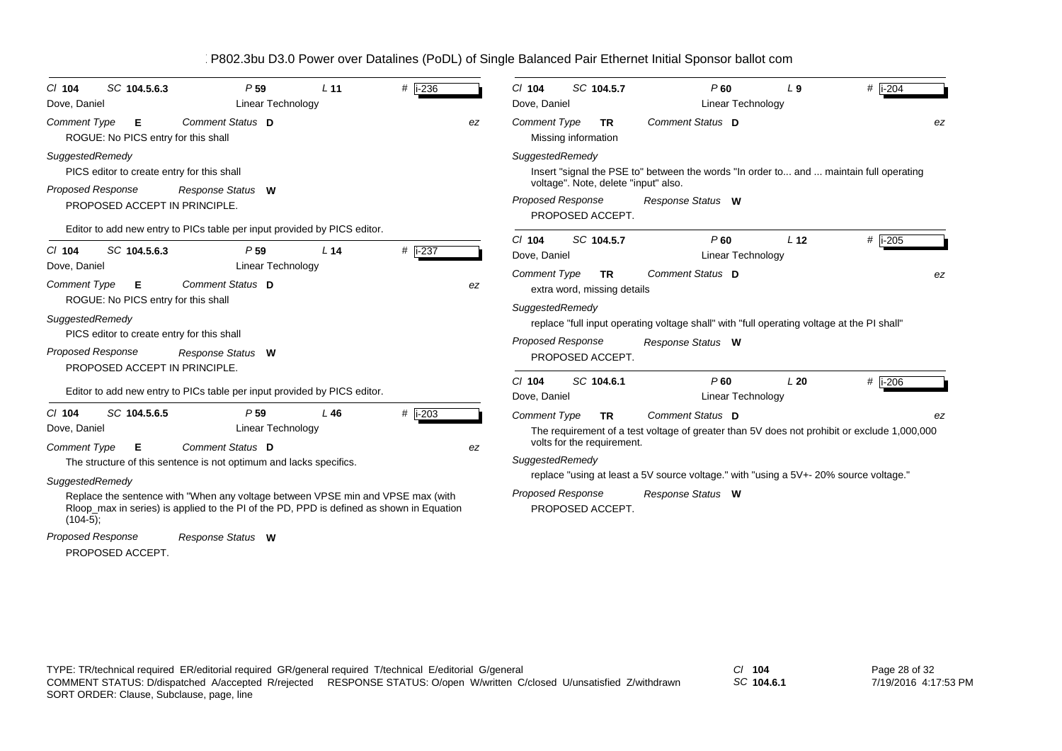P802.3bu D3.0 Power over Datalines (PoDL) of Single Balanced Pair Ethernet Initial Sponsor ballot com

Cl **104** SC **104.5.6.3** P **59** L **11** # i-236
Dove, Daniel — Linear Technology

*Comment Type* **E** *Comment Status* **D** *ez*

ROGUE: No PICS entry for this shall

*SuggestedRemedy*

PICS editor to create entry for this shall

*Proposed Response* *Response Status* **W**

PROPOSED ACCEPT IN PRINCIPLE.

Editor to add new entry to PICs table per input provided by PICS editor.

---

Cl **104** SC **104.5.6.3** P **59** L **14** # i-237
Dove, Daniel — Linear Technology

*Comment Type* **E** *Comment Status* **D** *ez*

ROGUE: No PICS entry for this shall

*SuggestedRemedy*

PICS editor to create entry for this shall

*Proposed Response* *Response Status* **W**

PROPOSED ACCEPT IN PRINCIPLE.

Editor to add new entry to PICs table per input provided by PICS editor.

---

Cl **104** SC **104.5.6.5** P **59** L **46** # i-203
Dove, Daniel — Linear Technology

*Comment Type* **E** *Comment Status* **D** *ez*

The structure of this sentence is not optimum and lacks specifics.

*SuggestedRemedy*

Replace the sentence with "When any voltage between VPSE min and VPSE max (with Rloop_max in series) is applied to the PI of the PD, PPD is defined as shown in Equation (104-5);

*Proposed Response* *Response Status* **W**

PROPOSED ACCEPT.

---

Cl **104** SC **104.5.7** P **60** L **9** # i-204
Dove, Daniel — Linear Technology

*Comment Type* **TR** *Comment Status* **D** *ez*

Missing information

*SuggestedRemedy*

Insert "signal the PSE to" between the words "In order to... and ... maintain full operating voltage". Note, delete "input" also.

*Proposed Response* *Response Status* **W**

PROPOSED ACCEPT.

---

Cl **104** SC **104.5.7** P **60** L **12** # i-205
Dove, Daniel — Linear Technology

*Comment Type* **TR** *Comment Status* **D** *ez*

extra word, missing details

*SuggestedRemedy*

replace "full input operating voltage shall" with "full operating voltage at the PI shall"

*Proposed Response* *Response Status* **W**

PROPOSED ACCEPT.

---

Cl **104** SC **104.6.1** P **60** L **20** # i-206
Dove, Daniel — Linear Technology

*Comment Type* **TR** *Comment Status* **D** *ez*

The requirement of a test voltage of greater than 5V does not prohibit or exclude 1,000,000 volts for the requirement.

*SuggestedRemedy*

replace "using at least a 5V source voltage." with "using a 5V+- 20% source voltage."

*Proposed Response* *Response Status* **W**

PROPOSED ACCEPT.

---

TYPE: TR/technical required ER/editorial required GR/general required T/technical E/editorial G/general
COMMENT STATUS: D/dispatched A/accepted R/rejected RESPONSE STATUS: O/open W/written C/closed U/unsatisfied Z/withdrawn
SORT ORDER: Clause, Subclause, page, line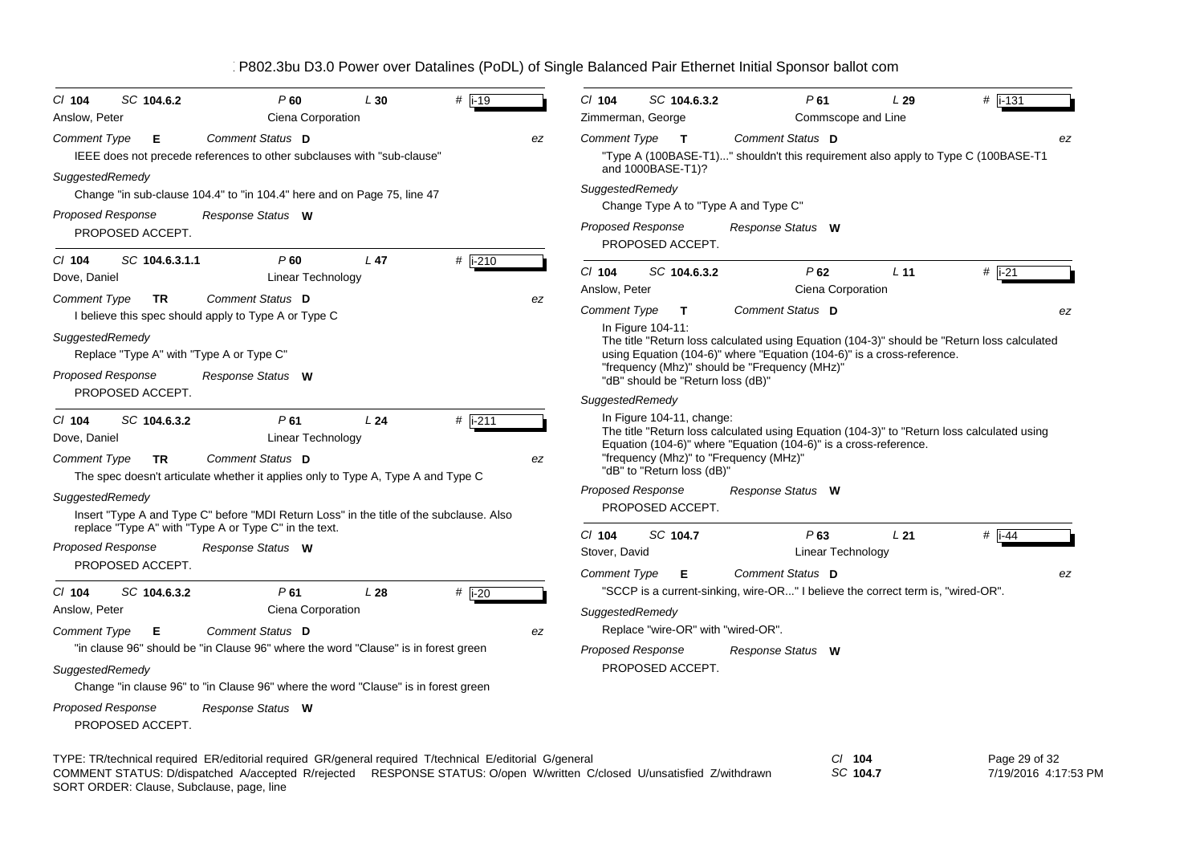# P802.3bu D3.0 Power over Datalines (PoDL) of Single Balanced Pair Ethernet Initial Sponsor ballot com

**Cl** 104 **SC** 104.6.2 **P** 60 **L** 30 **#** i-19
Anslow, Peter — Ciena Corporation

**Comment Type** E **Comment Status** D — ez

IEEE does not precede references to other subclauses with "sub-clause"

**SuggestedRemedy**

Change "in sub-clause 104.4" to "in 104.4" here and on Page 75, line 47

**Proposed Response** — **Response Status** W

PROPOSED ACCEPT.

---

**Cl** 104 **SC** 104.6.3.1.1 **P** 60 **L** 47 **#** i-210
Dove, Daniel — Linear Technology

**Comment Type** TR **Comment Status** D — ez

I believe this spec should apply to Type A or Type C

**SuggestedRemedy**

Replace "Type A" with "Type A or Type C"

**Proposed Response** — **Response Status** W

PROPOSED ACCEPT.

---

**Cl** 104 **SC** 104.6.3.2 **P** 61 **L** 24 **#** i-211
Dove, Daniel — Linear Technology

**Comment Type** TR **Comment Status** D — ez

The spec doesn't articulate whether it applies only to Type A, Type A and Type C

**SuggestedRemedy**

Insert "Type A and Type C" before "MDI Return Loss" in the title of the subclause. Also replace "Type A" with "Type A or Type C" in the text.

**Proposed Response** — **Response Status** W

PROPOSED ACCEPT.

---

**Cl** 104 **SC** 104.6.3.2 **P** 61 **L** 28 **#** i-20
Anslow, Peter — Ciena Corporation

**Comment Type** E **Comment Status** D — ez

"in clause 96" should be "in Clause 96" where the word "Clause" is in forest green

**SuggestedRemedy**

Change "in clause 96" to "in Clause 96" where the word "Clause" is in forest green

**Proposed Response** — **Response Status** W

PROPOSED ACCEPT.

---

**Cl** 104 **SC** 104.6.3.2 **P** 61 **L** 29 **#** i-131
Zimmerman, George — Commscope and Line

**Comment Type** T **Comment Status** D — ez

"Type A (100BASE-T1)..." shouldn't this requirement also apply to Type C (100BASE-T1 and 1000BASE-T1)?

**SuggestedRemedy**

Change Type A to "Type A and Type C"

**Proposed Response** — **Response Status** W

PROPOSED ACCEPT.

---

**Cl** 104 **SC** 104.6.3.2 **P** 62 **L** 11 **#** i-21
Anslow, Peter — Ciena Corporation

**Comment Type** T **Comment Status** D — ez

In Figure 104-11:
The title "Return loss calculated using Equation (104-3)" should be "Return loss calculated using Equation (104-6)" where "Equation (104-6)" is a cross-reference.
"frequency (Mhz)" should be "Frequency (MHz)"
"dB" should be "Return loss (dB)"

**SuggestedRemedy**

In Figure 104-11, change:
The title "Return loss calculated using Equation (104-3)" to "Return loss calculated using Equation (104-6)" where "Equation (104-6)" is a cross-reference.
"frequency (Mhz)" to "Frequency (MHz)"
"dB" to "Return loss (dB)"

**Proposed Response** — **Response Status** W

PROPOSED ACCEPT.

---

**Cl** 104 **SC** 104.7 **P** 63 **L** 21 **#** i-44
Stover, David — Linear Technology

**Comment Type** E **Comment Status** D — ez

"SCCP is a current-sinking, wire-OR..." I believe the correct term is, "wired-OR".

**SuggestedRemedy**

Replace "wire-OR" with "wired-OR".

**Proposed Response** — **Response Status** W

PROPOSED ACCEPT.

---

TYPE: TR/technical required ER/editorial required GR/general required T/technical E/editorial G/general
COMMENT STATUS: D/dispatched A/accepted R/rejected RESPONSE STATUS: O/open W/written C/closed U/unsatisfied Z/withdrawn
SORT ORDER: Clause, Subclause, page, line

Cl 104 SC 104.7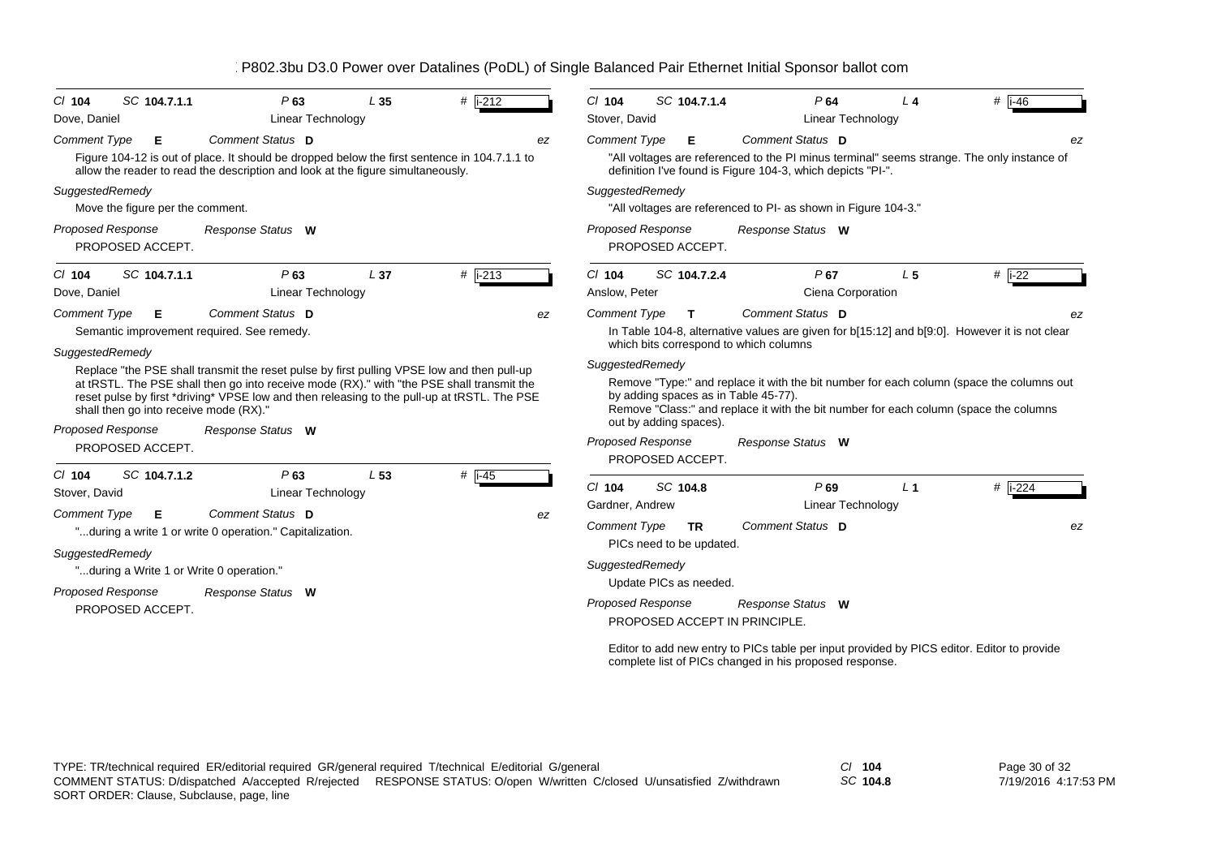P802.3bu D3.0 Power over Datalines (PoDL) of Single Balanced Pair Ethernet Initial Sponsor ballot com

---

*Cl* **104** *SC* **104.7.1.1** *P* **63** *L* **35** *#* i-212

Dove, Daniel — Linear Technology

*Comment Type* **E** *Comment Status* **D** *ez*

Figure 104-12 is out of place. It should be dropped below the first sentence in 104.7.1.1 to allow the reader to read the description and look at the figure simultaneously.

*SuggestedRemedy*

Move the figure per the comment.

*Proposed Response* *Response Status* **W**

PROPOSED ACCEPT.

---

*Cl* **104** *SC* **104.7.1.1** *P* **63** *L* **37** *#* i-213

Dove, Daniel — Linear Technology

*Comment Type* **E** *Comment Status* **D** *ez*

Semantic improvement required. See remedy.

*SuggestedRemedy*

Replace "the PSE shall transmit the reset pulse by first pulling VPSE low and then pull-up at tRSTL. The PSE shall then go into receive mode (RX)." with "the PSE shall transmit the reset pulse by first *driving* VPSE low and then releasing to the pull-up at tRSTL. The PSE shall then go into receive mode (RX)."

*Proposed Response* *Response Status* **W**

PROPOSED ACCEPT.

---

*Cl* **104** *SC* **104.7.1.2** *P* **63** *L* **53** *#* i-45

Stover, David — Linear Technology

*Comment Type* **E** *Comment Status* **D** *ez*

"...during a write 1 or write 0 operation." Capitalization.

*SuggestedRemedy*

"...during a Write 1 or Write 0 operation."

*Proposed Response* *Response Status* **W**

PROPOSED ACCEPT.

---

*Cl* **104** *SC* **104.7.1.4** *P* **64** *L* **4** *#* i-46

Stover, David — Linear Technology

*Comment Type* **E** *Comment Status* **D** *ez*

"All voltages are referenced to the PI minus terminal" seems strange. The only instance of definition I've found is Figure 104-3, which depicts "PI-".

*SuggestedRemedy*

"All voltages are referenced to PI- as shown in Figure 104-3."

*Proposed Response* *Response Status* **W**

PROPOSED ACCEPT.

---

*Cl* **104** *SC* **104.7.2.4** *P* **67** *L* **5** *#* i-22

Anslow, Peter — Ciena Corporation

*Comment Type* **T** *Comment Status* **D** *ez*

In Table 104-8, alternative values are given for b[15:12] and b[9:0]. However it is not clear which bits correspond to which columns

*SuggestedRemedy*

Remove "Type:" and replace it with the bit number for each column (space the columns out by adding spaces as in Table 45-77).
Remove "Class:" and replace it with the bit number for each column (space the columns out by adding spaces).

*Proposed Response* *Response Status* **W**

PROPOSED ACCEPT.

---

*Cl* **104** *SC* **104.8** *P* **69** *L* **1** *#* i-224

Gardner, Andrew — Linear Technology

*Comment Type* **TR** *Comment Status* **D** *ez*

PICs need to be updated.

*SuggestedRemedy*

Update PICs as needed.

*Proposed Response* *Response Status* **W**

PROPOSED ACCEPT IN PRINCIPLE.

Editor to add new entry to PICs table per input provided by PICS editor. Editor to provide complete list of PICs changed in his proposed response.

---

TYPE: TR/technical required ER/editorial required GR/general required T/technical E/editorial G/general
COMMENT STATUS: D/dispatched A/accepted R/rejected RESPONSE STATUS: O/open W/written C/closed U/unsatisfied Z/withdrawn
SORT ORDER: Clause, Subclause, page, line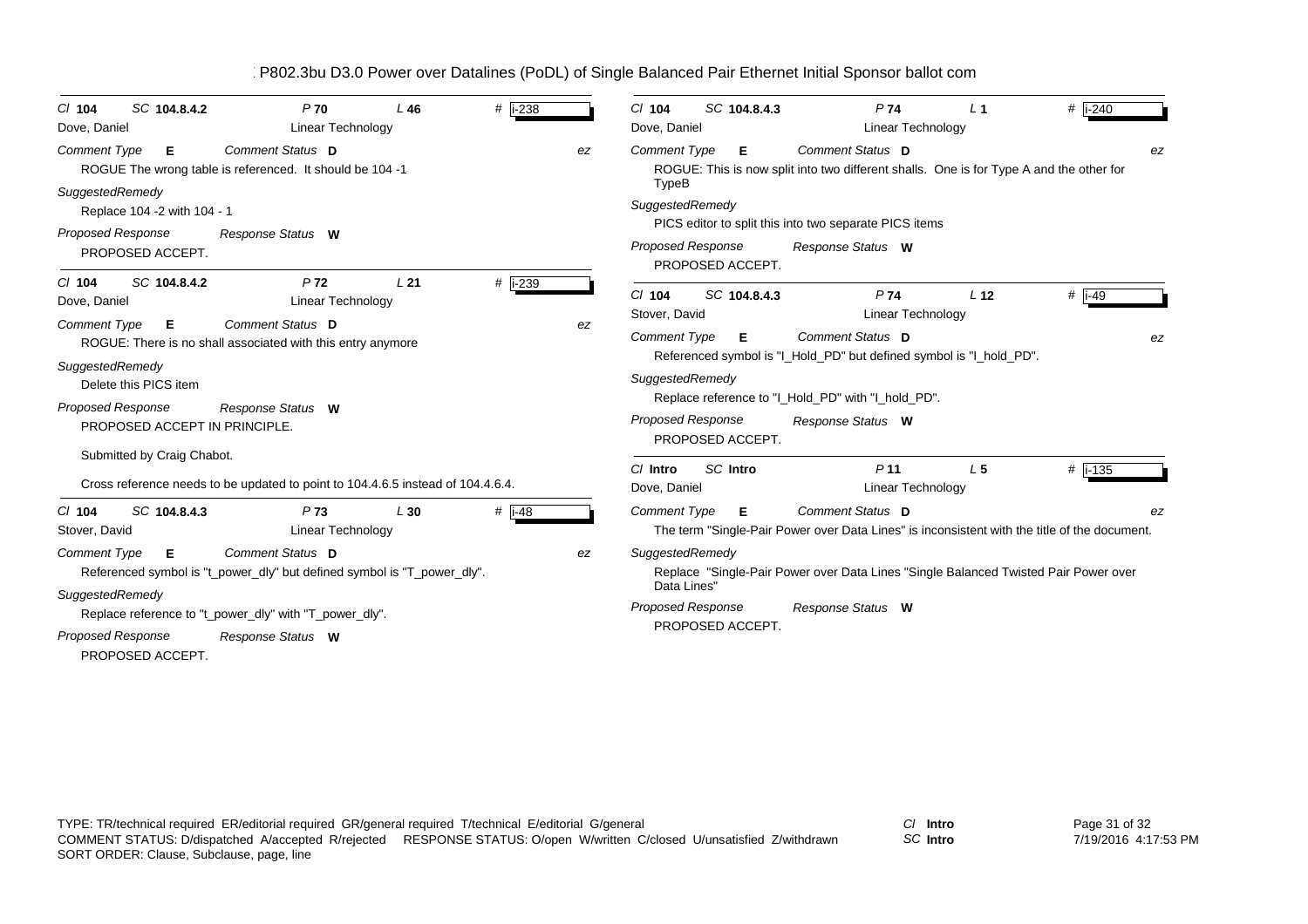P802.3bu D3.0 Power over Datalines (PoDL) of Single Balanced Pair Ethernet Initial Sponsor ballot com

---

*Cl* **104** *SC* **104.8.4.2** *P* **70** *L* **46** # i-238

Dove, Daniel — Linear Technology

*Comment Type* **E** *Comment Status* **D** *ez*

ROGUE The wrong table is referenced. It should be 104 -1

*SuggestedRemedy*

Replace 104 -2 with 104 - 1

*Proposed Response* *Response Status* **W**

PROPOSED ACCEPT.

---

*Cl* **104** *SC* **104.8.4.2** *P* **72** *L* **21** # i-239

Dove, Daniel — Linear Technology

*Comment Type* **E** *Comment Status* **D** *ez*

ROGUE: There is no shall associated with this entry anymore

*SuggestedRemedy*

Delete this PICS item

*Proposed Response* *Response Status* **W**

PROPOSED ACCEPT IN PRINCIPLE.

Submitted by Craig Chabot.

Cross reference needs to be updated to point to 104.4.6.5 instead of 104.4.6.4.

---

*Cl* **104** *SC* **104.8.4.3** *P* **73** *L* **30** # i-48

Stover, David — Linear Technology

*Comment Type* **E** *Comment Status* **D** *ez*

Referenced symbol is "t_power_dly" but defined symbol is "T_power_dly".

*SuggestedRemedy*

Replace reference to "t_power_dly" with "T_power_dly".

*Proposed Response* *Response Status* **W**

PROPOSED ACCEPT.

---

*Cl* **104** *SC* **104.8.4.3** *P* **74** *L* **1** # i-240

Dove, Daniel — Linear Technology

*Comment Type* **E** *Comment Status* **D** *ez*

ROGUE: This is now split into two different shalls. One is for Type A and the other for TypeB

*SuggestedRemedy*

PICS editor to split this into two separate PICS items

*Proposed Response* *Response Status* **W**

PROPOSED ACCEPT.

---

*Cl* **104** *SC* **104.8.4.3** *P* **74** *L* **12** # i-49

Stover, David — Linear Technology

*Comment Type* **E** *Comment Status* **D** *ez*

Referenced symbol is "I_Hold_PD" but defined symbol is "I_hold_PD".

*SuggestedRemedy*

Replace reference to "I_Hold_PD" with "I_hold_PD".

*Proposed Response* *Response Status* **W**

PROPOSED ACCEPT.

---

*Cl* **Intro** *SC* **Intro** *P* **11** *L* **5** # i-135

Dove, Daniel — Linear Technology

*Comment Type* **E** *Comment Status* **D** *ez*

The term "Single-Pair Power over Data Lines" is inconsistent with the title of the document.

*SuggestedRemedy*

Replace "Single-Pair Power over Data Lines "Single Balanced Twisted Pair Power over Data Lines"

*Proposed Response* *Response Status* **W**

PROPOSED ACCEPT.

---

TYPE: TR/technical required ER/editorial required GR/general required T/technical E/editorial G/general
COMMENT STATUS: D/dispatched A/accepted R/rejected RESPONSE STATUS: O/open W/written C/closed U/unsatisfied Z/withdrawn
SORT ORDER: Clause, Subclause, page, line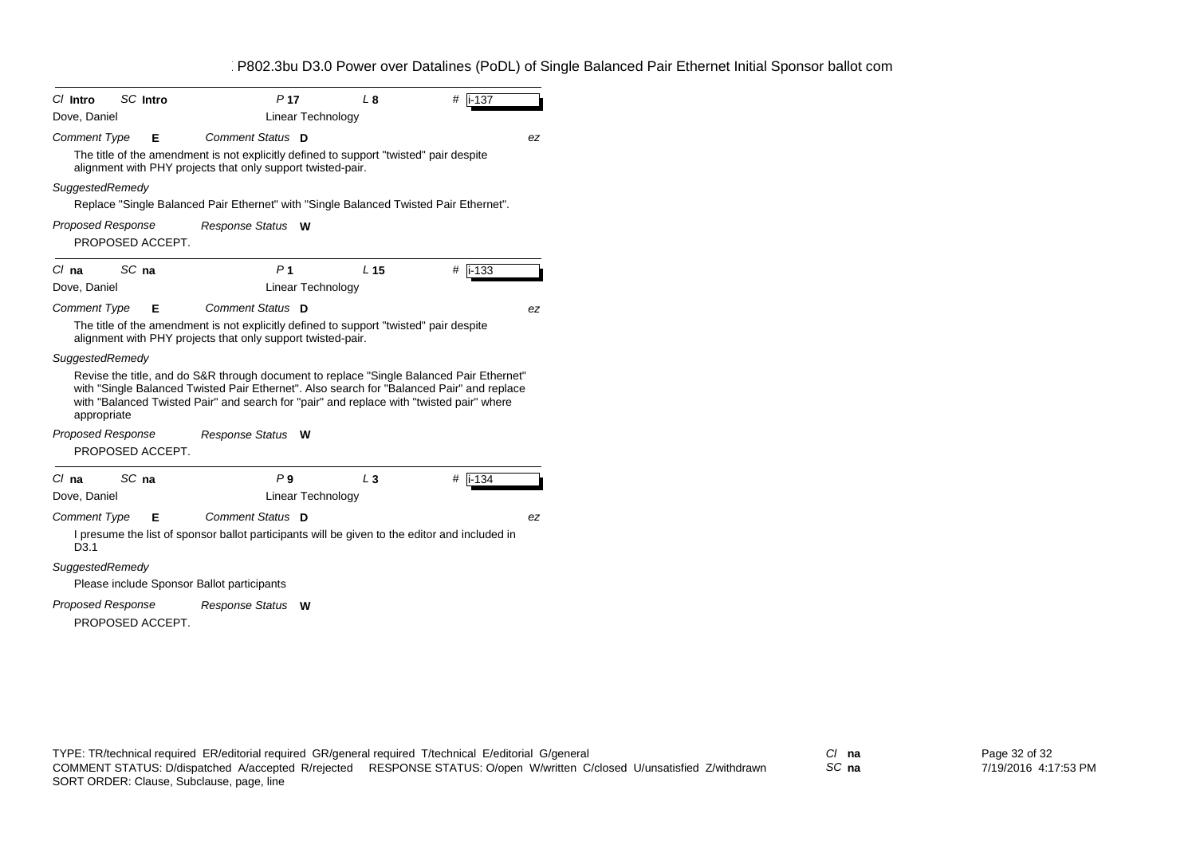| | | | | |
|---|---|---|---|---|
| *Cl* **Intro** | *SC* **Intro** | *P* **17** | *L* **8** | # i-137 |
| Dove, Daniel | | Linear Technology | | |
| *Comment Type* **E** | | *Comment Status* **D** | | *ez* |

The title of the amendment is not explicitly defined to support "twisted" pair despite alignment with PHY projects that only support twisted-pair.

*SuggestedRemedy*

Replace "Single Balanced Pair Ethernet" with "Single Balanced Twisted Pair Ethernet".

*Proposed Response* *Response Status* **W**

PROPOSED ACCEPT.

---

| | | | | |
|---|---|---|---|---|
| *Cl* **na** | *SC* **na** | *P* **1** | *L* **15** | # i-133 |
| Dove, Daniel | | Linear Technology | | |
| *Comment Type* **E** | | *Comment Status* **D** | | *ez* |

The title of the amendment is not explicitly defined to support "twisted" pair despite alignment with PHY projects that only support twisted-pair.

*SuggestedRemedy*

Revise the title, and do S&R through document to replace "Single Balanced Pair Ethernet" with "Single Balanced Twisted Pair Ethernet". Also search for "Balanced Pair" and replace with "Balanced Twisted Pair" and search for "pair" and replace with "twisted pair" where appropriate

*Proposed Response* *Response Status* **W**

PROPOSED ACCEPT.

---

| | | | | |
|---|---|---|---|---|
| *Cl* **na** | *SC* **na** | *P* **9** | *L* **3** | # i-134 |
| Dove, Daniel | | Linear Technology | | |
| *Comment Type* **E** | | *Comment Status* **D** | | *ez* |

I presume the list of sponsor ballot participants will be given to the editor and included in D3.1

*SuggestedRemedy*

Please include Sponsor Ballot participants

*Proposed Response* *Response Status* **W**

PROPOSED ACCEPT.